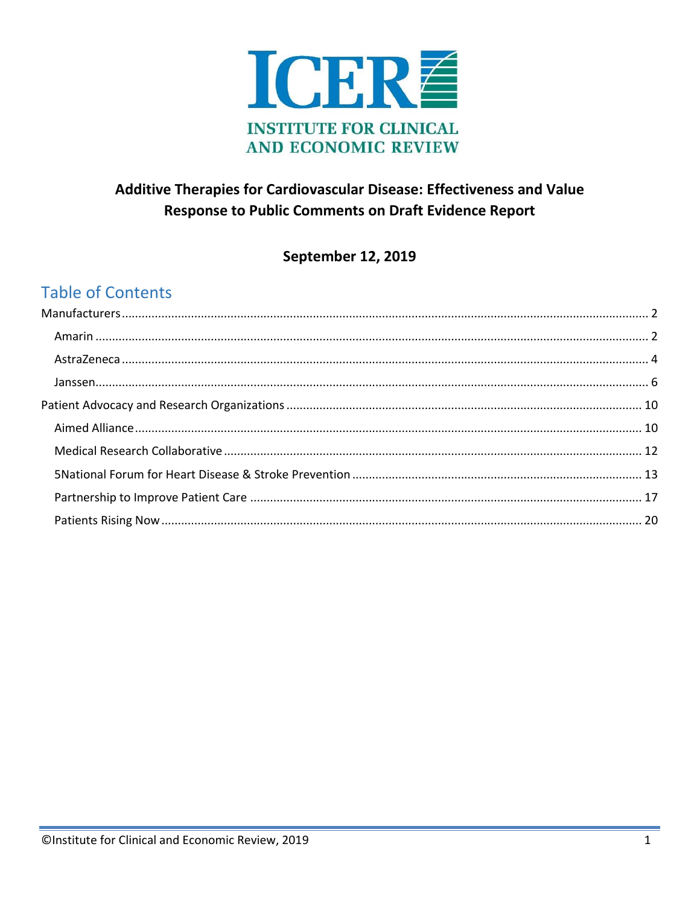# Additive Therapies for Cardiovascular Disease: Effectiveness and Value

## Response to Public Comments on Draft Evidence Report

**September 12, 2019**

## Table of Contents

- Manufacturers ..... 2
  - Amarin ..... 2
  - AstraZeneca ..... 4
  - Janssen ..... 6
- Patient Advocacy and Research Organizations ..... 10
  - Aimed Alliance ..... 10
  - Medical Research Collaborative ..... 12
  - 5National Forum for Heart Disease & Stroke Prevention ..... 13
  - Partnership to Improve Patient Care ..... 17
  - Patients Rising Now ..... 20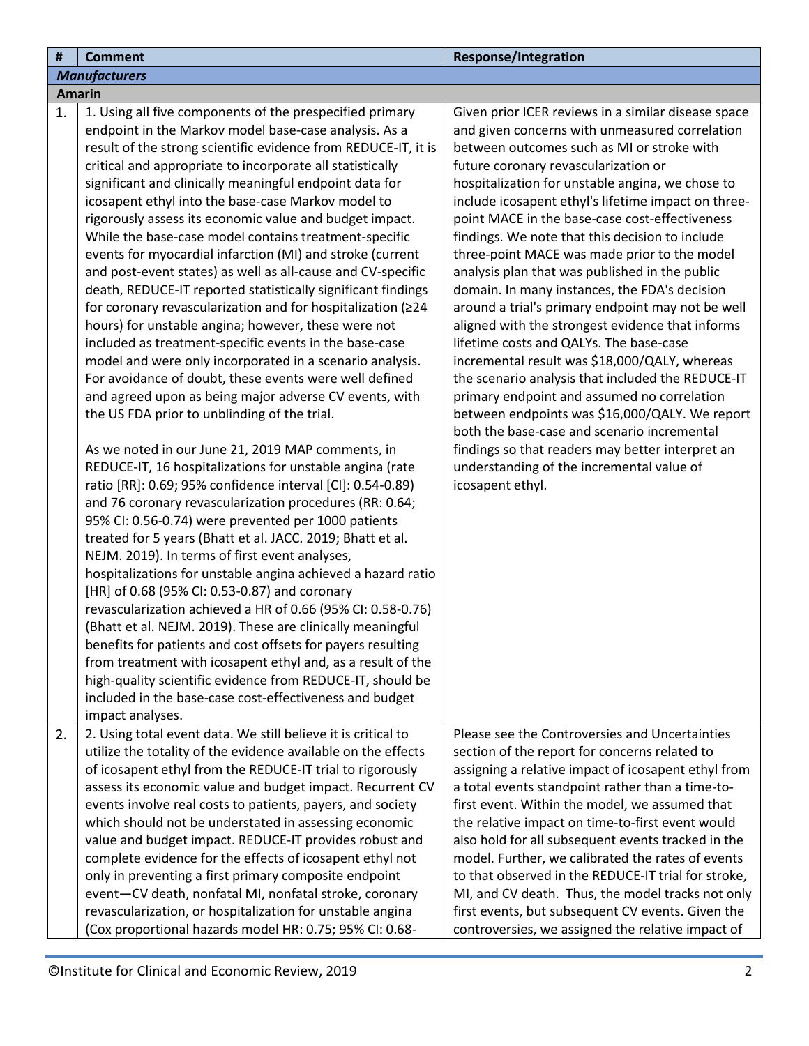| # | Comment | Response/Integration |
|---|---|---|
| ***Manufacturers*** | | |
| **Amarin** | | |
| 1. | 1. Using all five components of the prespecified primary endpoint in the Markov model base-case analysis. As a result of the strong scientific evidence from REDUCE-IT, it is critical and appropriate to incorporate all statistically significant and clinically meaningful endpoint data for icosapent ethyl into the base-case Markov model to rigorously assess its economic value and budget impact. While the base-case model contains treatment-specific events for myocardial infarction (MI) and stroke (current and post-event states) as well as all-cause and CV-specific death, REDUCE-IT reported statistically significant findings for coronary revascularization and for hospitalization (≥24 hours) for unstable angina; however, these were not included as treatment-specific events in the base-case model and were only incorporated in a scenario analysis. For avoidance of doubt, these events were well defined and agreed upon as being major adverse CV events, with the US FDA prior to unblinding of the trial.<br><br>As we noted in our June 21, 2019 MAP comments, in REDUCE-IT, 16 hospitalizations for unstable angina (rate ratio [RR]: 0.69; 95% confidence interval [CI]: 0.54-0.89) and 76 coronary revascularization procedures (RR: 0.64; 95% CI: 0.56-0.74) were prevented per 1000 patients treated for 5 years (Bhatt et al. JACC. 2019; Bhatt et al. NEJM. 2019). In terms of first event analyses, hospitalizations for unstable angina achieved a hazard ratio [HR] of 0.68 (95% CI: 0.53-0.87) and coronary revascularization achieved a HR of 0.66 (95% CI: 0.58-0.76) (Bhatt et al. NEJM. 2019). These are clinically meaningful benefits for patients and cost offsets for payers resulting from treatment with icosapent ethyl and, as a result of the high-quality scientific evidence from REDUCE-IT, should be included in the base-case cost-effectiveness and budget impact analyses. | Given prior ICER reviews in a similar disease space and given concerns with unmeasured correlation between outcomes such as MI or stroke with future coronary revascularization or hospitalization for unstable angina, we chose to include icosapent ethyl's lifetime impact on three-point MACE in the base-case cost-effectiveness findings. We note that this decision to include three-point MACE was made prior to the model analysis plan that was published in the public domain. In many instances, the FDA's decision around a trial's primary endpoint may not be well aligned with the strongest evidence that informs lifetime costs and QALYs. The base-case incremental result was $18,000/QALY, whereas the scenario analysis that included the REDUCE-IT primary endpoint and assumed no correlation between endpoints was $16,000/QALY. We report both the base-case and scenario incremental findings so that readers may better interpret an understanding of the incremental value of icosapent ethyl. |
| 2. | 2. Using total event data. We still believe it is critical to utilize the totality of the evidence available on the effects of icosapent ethyl from the REDUCE-IT trial to rigorously assess its economic value and budget impact. Recurrent CV events involve real costs to patients, payers, and society which should not be understated in assessing economic value and budget impact. REDUCE-IT provides robust and complete evidence for the effects of icosapent ethyl not only in preventing a first primary composite endpoint event—CV death, nonfatal MI, nonfatal stroke, coronary revascularization, or hospitalization for unstable angina (Cox proportional hazards model HR: 0.75; 95% CI: 0.68- | Please see the Controversies and Uncertainties section of the report for concerns related to assigning a relative impact of icosapent ethyl from a total events standpoint rather than a time-to-first event. Within the model, we assumed that the relative impact on time-to-first event would also hold for all subsequent events tracked in the model. Further, we calibrated the rates of events to that observed in the REDUCE-IT trial for stroke, MI, and CV death. Thus, the model tracks not only first events, but subsequent CV events. Given the controversies, we assigned the relative impact of |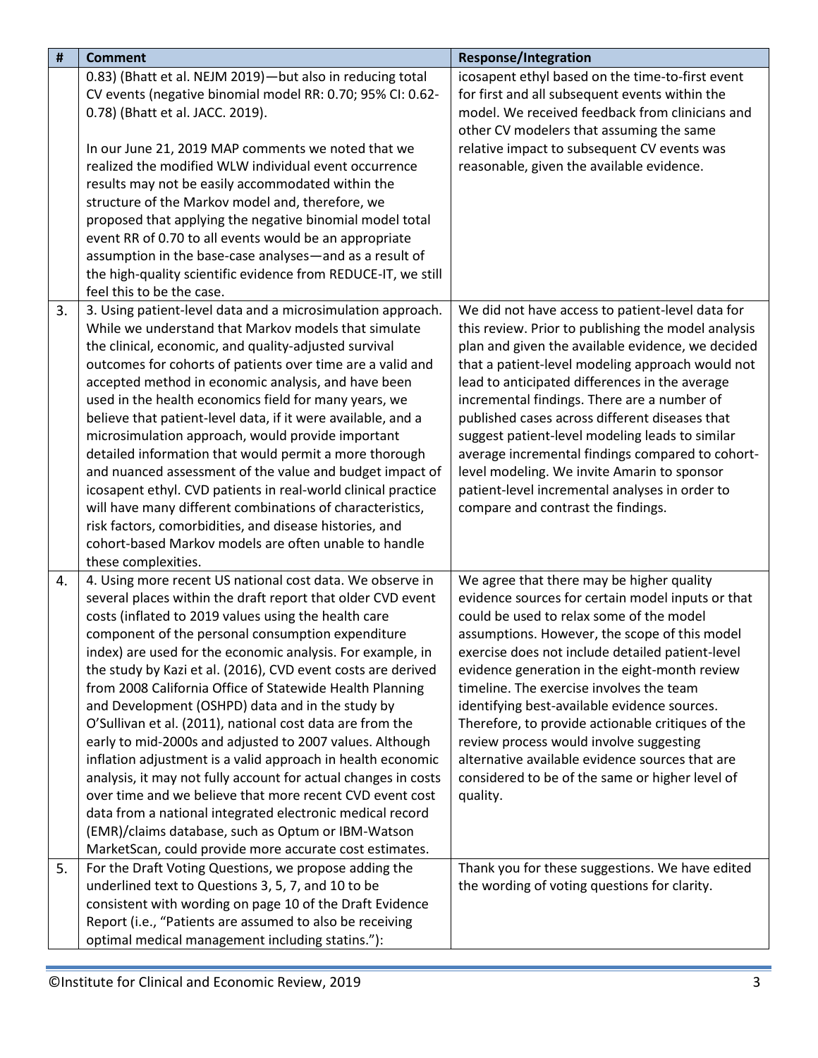| # | Comment | Response/Integration |
|---|---|---|
| | 0.83) (Bhatt et al. NEJM 2019)—but also in reducing total CV events (negative binomial model RR: 0.70; 95% CI: 0.62-0.78) (Bhatt et al. JACC. 2019).<br><br>In our June 21, 2019 MAP comments we noted that we realized the modified WLW individual event occurrence results may not be easily accommodated within the structure of the Markov model and, therefore, we proposed that applying the negative binomial model total event RR of 0.70 to all events would be an appropriate assumption in the base-case analyses—and as a result of the high-quality scientific evidence from REDUCE-IT, we still feel this to be the case. | icosapent ethyl based on the time-to-first event for first and all subsequent events within the model. We received feedback from clinicians and other CV modelers that assuming the same relative impact to subsequent CV events was reasonable, given the available evidence. |
| 3. | 3. Using patient-level data and a microsimulation approach. While we understand that Markov models that simulate the clinical, economic, and quality-adjusted survival outcomes for cohorts of patients over time are a valid and accepted method in economic analysis, and have been used in the health economics field for many years, we believe that patient-level data, if it were available, and a microsimulation approach, would provide important detailed information that would permit a more thorough and nuanced assessment of the value and budget impact of icosapent ethyl. CVD patients in real-world clinical practice will have many different combinations of characteristics, risk factors, comorbidities, and disease histories, and cohort-based Markov models are often unable to handle these complexities. | We did not have access to patient-level data for this review. Prior to publishing the model analysis plan and given the available evidence, we decided that a patient-level modeling approach would not lead to anticipated differences in the average incremental findings. There are a number of published cases across different diseases that suggest patient-level modeling leads to similar average incremental findings compared to cohort-level modeling. We invite Amarin to sponsor patient-level incremental analyses in order to compare and contrast the findings. |
| 4. | 4. Using more recent US national cost data. We observe in several places within the draft report that older CVD event costs (inflated to 2019 values using the health care component of the personal consumption expenditure index) are used for the economic analysis. For example, in the study by Kazi et al. (2016), CVD event costs are derived from 2008 California Office of Statewide Health Planning and Development (OSHPD) data and in the study by O'Sullivan et al. (2011), national cost data are from the early to mid-2000s and adjusted to 2007 values. Although inflation adjustment is a valid approach in health economic analysis, it may not fully account for actual changes in costs over time and we believe that more recent CVD event cost data from a national integrated electronic medical record (EMR)/claims database, such as Optum or IBM-Watson MarketScan, could provide more accurate cost estimates. | We agree that there may be higher quality evidence sources for certain model inputs or that could be used to relax some of the model assumptions. However, the scope of this model exercise does not include detailed patient-level evidence generation in the eight-month review timeline. The exercise involves the team identifying best-available evidence sources. Therefore, to provide actionable critiques of the review process would involve suggesting alternative available evidence sources that are considered to be of the same or higher level of quality. |
| 5. | For the Draft Voting Questions, we propose adding the underlined text to Questions 3, 5, 7, and 10 to be consistent with wording on page 10 of the Draft Evidence Report (i.e., "Patients are assumed to also be receiving optimal medical management including statins."): | Thank you for these suggestions. We have edited the wording of voting questions for clarity. |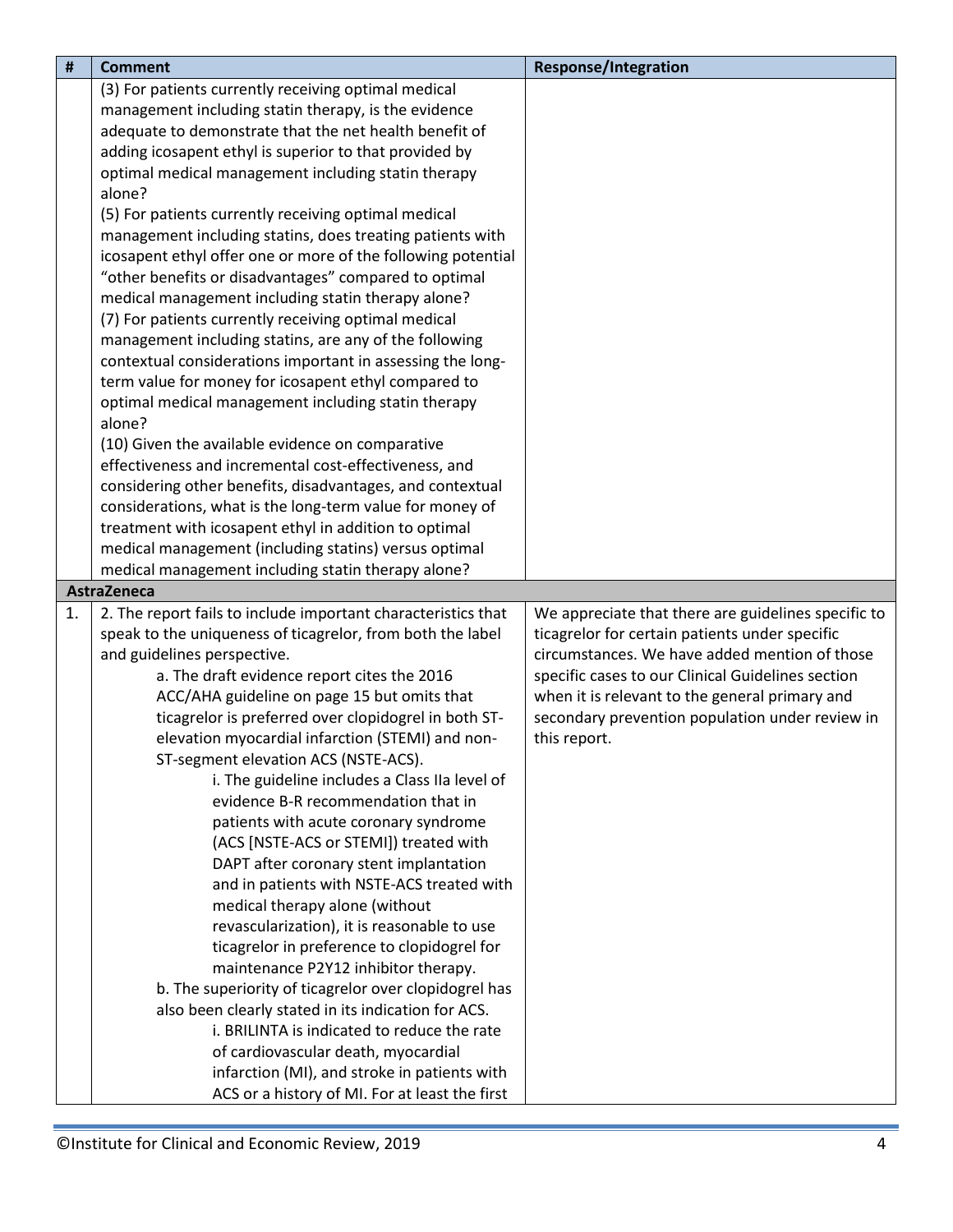| # | Comment | Response/Integration |
|---|---|---|
| | (3) For patients currently receiving optimal medical management including statin therapy, is the evidence adequate to demonstrate that the net health benefit of adding icosapent ethyl is superior to that provided by optimal medical management including statin therapy alone?<br>(5) For patients currently receiving optimal medical management including statins, does treating patients with icosapent ethyl offer one or more of the following potential "other benefits or disadvantages" compared to optimal medical management including statin therapy alone?<br>(7) For patients currently receiving optimal medical management including statins, are any of the following contextual considerations important in assessing the long-term value for money for icosapent ethyl compared to optimal medical management including statin therapy alone?<br>(10) Given the available evidence on comparative effectiveness and incremental cost-effectiveness, and considering other benefits, disadvantages, and contextual considerations, what is the long-term value for money of treatment with icosapent ethyl in addition to optimal medical management (including statins) versus optimal medical management including statin therapy alone? | |
| **AstraZeneca** | | |
| 1. | 2. The report fails to include important characteristics that speak to the uniqueness of ticagrelor, from both the label and guidelines perspective.<br>a. The draft evidence report cites the 2016 ACC/AHA guideline on page 15 but omits that ticagrelor is preferred over clopidogrel in both ST-elevation myocardial infarction (STEMI) and non-ST-segment elevation ACS (NSTE-ACS).<br>i. The guideline includes a Class IIa level of evidence B-R recommendation that in patients with acute coronary syndrome (ACS [NSTE-ACS or STEMI]) treated with DAPT after coronary stent implantation and in patients with NSTE-ACS treated with medical therapy alone (without revascularization), it is reasonable to use ticagrelor in preference to clopidogrel for maintenance P2Y12 inhibitor therapy.<br>b. The superiority of ticagrelor over clopidogrel has also been clearly stated in its indication for ACS.<br>i. BRILINTA is indicated to reduce the rate of cardiovascular death, myocardial infarction (MI), and stroke in patients with ACS or a history of MI. For at least the first | We appreciate that there are guidelines specific to ticagrelor for certain patients under specific circumstances. We have added mention of those specific cases to our Clinical Guidelines section when it is relevant to the general primary and secondary prevention population under review in this report. |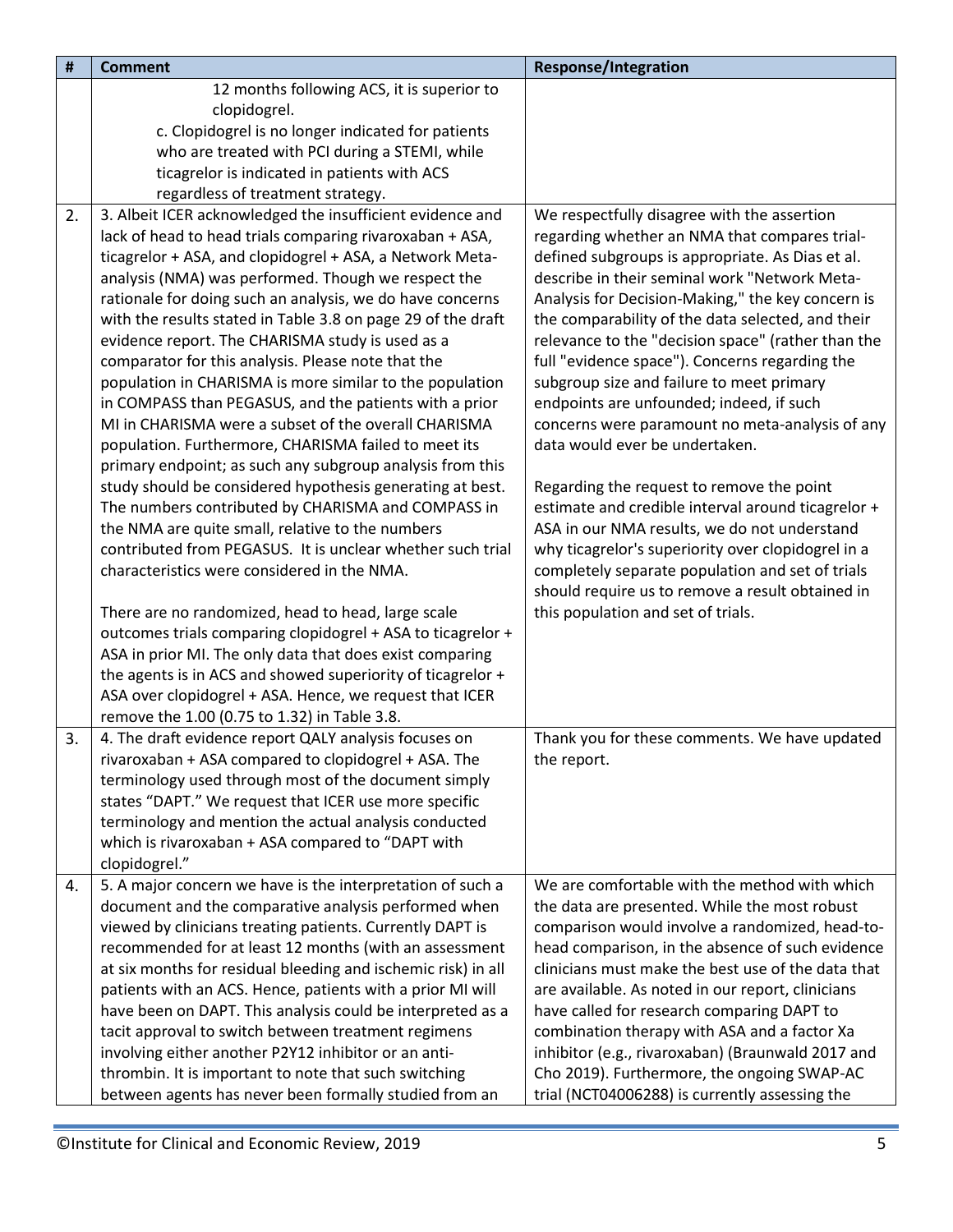| # | Comment | Response/Integration |
|---|---|---|
| | 12 months following ACS, it is superior to clopidogrel.<br>c. Clopidogrel is no longer indicated for patients who are treated with PCI during a STEMI, while ticagrelor is indicated in patients with ACS regardless of treatment strategy. | |
| 2. | 3. Albeit ICER acknowledged the insufficient evidence and lack of head to head trials comparing rivaroxaban + ASA, ticagrelor + ASA, and clopidogrel + ASA, a Network Meta-analysis (NMA) was performed. Though we respect the rationale for doing such an analysis, we do have concerns with the results stated in Table 3.8 on page 29 of the draft evidence report. The CHARISMA study is used as a comparator for this analysis. Please note that the population in CHARISMA is more similar to the population in COMPASS than PEGASUS, and the patients with a prior MI in CHARISMA were a subset of the overall CHARISMA population. Furthermore, CHARISMA failed to meet its primary endpoint; as such any subgroup analysis from this study should be considered hypothesis generating at best. The numbers contributed by CHARISMA and COMPASS in the NMA are quite small, relative to the numbers contributed from PEGASUS. It is unclear whether such trial characteristics were considered in the NMA.<br><br>There are no randomized, head to head, large scale outcomes trials comparing clopidogrel + ASA to ticagrelor + ASA in prior MI. The only data that does exist comparing the agents is in ACS and showed superiority of ticagrelor + ASA over clopidogrel + ASA. Hence, we request that ICER remove the 1.00 (0.75 to 1.32) in Table 3.8. | We respectfully disagree with the assertion regarding whether an NMA that compares trial-defined subgroups is appropriate. As Dias et al. describe in their seminal work "Network Meta-Analysis for Decision-Making," the key concern is the comparability of the data selected, and their relevance to the "decision space" (rather than the full "evidence space"). Concerns regarding the subgroup size and failure to meet primary endpoints are unfounded; indeed, if such concerns were paramount no meta-analysis of any data would ever be undertaken.<br><br>Regarding the request to remove the point estimate and credible interval around ticagrelor + ASA in our NMA results, we do not understand why ticagrelor's superiority over clopidogrel in a completely separate population and set of trials should require us to remove a result obtained in this population and set of trials. |
| 3. | 4. The draft evidence report QALY analysis focuses on rivaroxaban + ASA compared to clopidogrel + ASA. The terminology used through most of the document simply states "DAPT." We request that ICER use more specific terminology and mention the actual analysis conducted which is rivaroxaban + ASA compared to "DAPT with clopidogrel." | Thank you for these comments. We have updated the report. |
| 4. | 5. A major concern we have is the interpretation of such a document and the comparative analysis performed when viewed by clinicians treating patients. Currently DAPT is recommended for at least 12 months (with an assessment at six months for residual bleeding and ischemic risk) in all patients with an ACS. Hence, patients with a prior MI will have been on DAPT. This analysis could be interpreted as a tacit approval to switch between treatment regimens involving either another P2Y12 inhibitor or an anti-thrombin. It is important to note that such switching between agents has never been formally studied from an | We are comfortable with the method with which the data are presented. While the most robust comparison would involve a randomized, head-to-head comparison, in the absence of such evidence clinicians must make the best use of the data that are available. As noted in our report, clinicians have called for research comparing DAPT to combination therapy with ASA and a factor Xa inhibitor (e.g., rivaroxaban) (Braunwald 2017 and Cho 2019). Furthermore, the ongoing SWAP-AC trial (NCT04006288) is currently assessing the |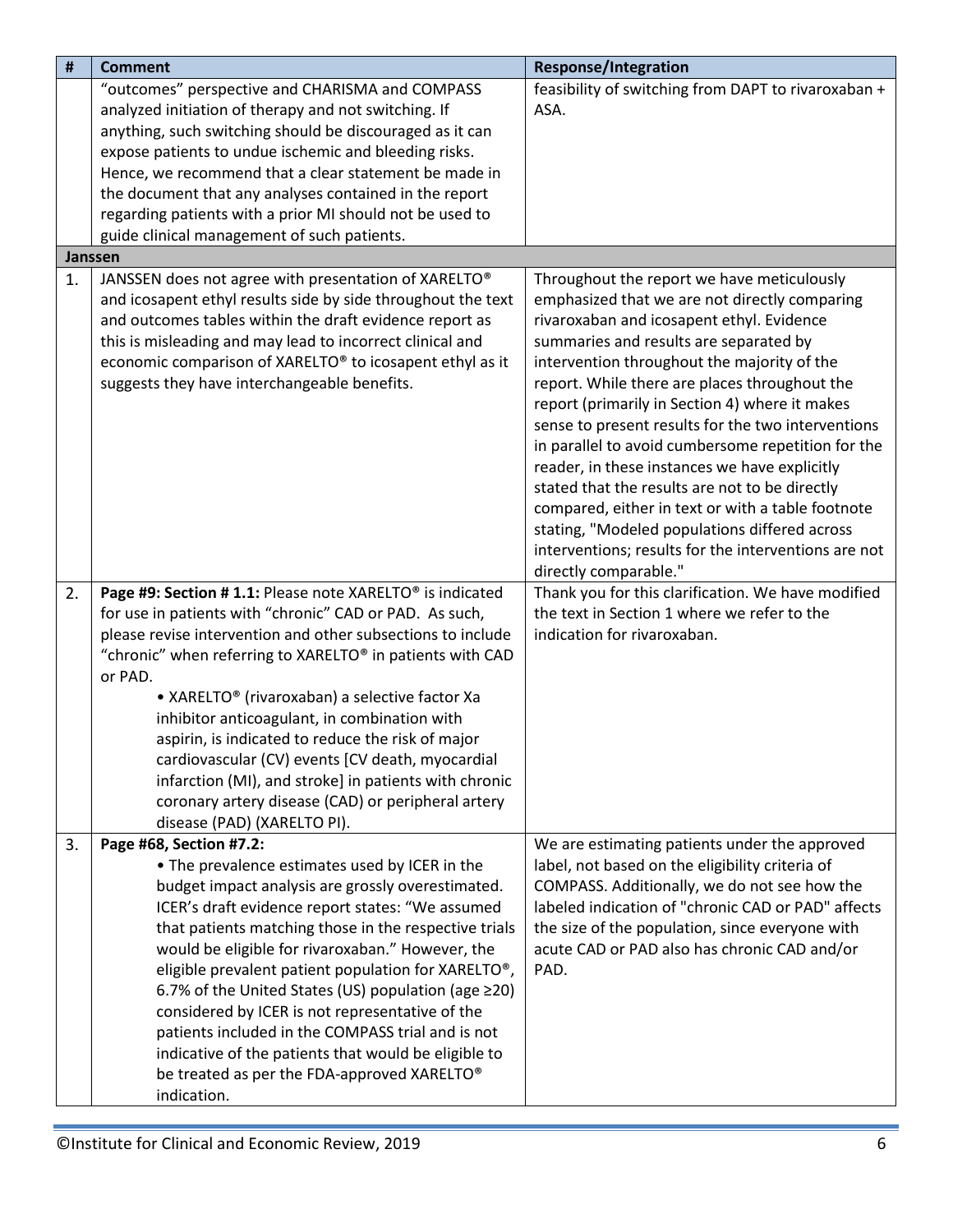| # | Comment | Response/Integration |
|---|---|---|
| | "outcomes" perspective and CHARISMA and COMPASS analyzed initiation of therapy and not switching. If anything, such switching should be discouraged as it can expose patients to undue ischemic and bleeding risks. Hence, we recommend that a clear statement be made in the document that any analyses contained in the report regarding patients with a prior MI should not be used to guide clinical management of such patients. | feasibility of switching from DAPT to rivaroxaban + ASA. |
| **Janssen** | | |
| 1. | JANSSEN does not agree with presentation of XARELTO® and icosapent ethyl results side by side throughout the text and outcomes tables within the draft evidence report as this is misleading and may lead to incorrect clinical and economic comparison of XARELTO® to icosapent ethyl as it suggests they have interchangeable benefits. | Throughout the report we have meticulously emphasized that we are not directly comparing rivaroxaban and icosapent ethyl. Evidence summaries and results are separated by intervention throughout the majority of the report. While there are places throughout the report (primarily in Section 4) where it makes sense to present results for the two interventions in parallel to avoid cumbersome repetition for the reader, in these instances we have explicitly stated that the results are not to be directly compared, either in text or with a table footnote stating, "Modeled populations differed across interventions; results for the interventions are not directly comparable." |
| 2. | **Page #9: Section # 1.1:** Please note XARELTO® is indicated for use in patients with "chronic" CAD or PAD. As such, please revise intervention and other subsections to include "chronic" when referring to XARELTO® in patients with CAD or PAD.<br>• XARELTO® (rivaroxaban) a selective factor Xa inhibitor anticoagulant, in combination with aspirin, is indicated to reduce the risk of major cardiovascular (CV) events [CV death, myocardial infarction (MI), and stroke] in patients with chronic coronary artery disease (CAD) or peripheral artery disease (PAD) (XARELTO PI). | Thank you for this clarification. We have modified the text in Section 1 where we refer to the indication for rivaroxaban. |
| 3. | **Page #68, Section #7.2:**<br>• The prevalence estimates used by ICER in the budget impact analysis are grossly overestimated. ICER's draft evidence report states: "We assumed that patients matching those in the respective trials would be eligible for rivaroxaban." However, the eligible prevalent patient population for XARELTO®, 6.7% of the United States (US) population (age ≥20) considered by ICER is not representative of the patients included in the COMPASS trial and is not indicative of the patients that would be eligible to be treated as per the FDA-approved XARELTO® indication. | We are estimating patients under the approved label, not based on the eligibility criteria of COMPASS. Additionally, we do not see how the labeled indication of "chronic CAD or PAD" affects the size of the population, since everyone with acute CAD or PAD also has chronic CAD and/or PAD. |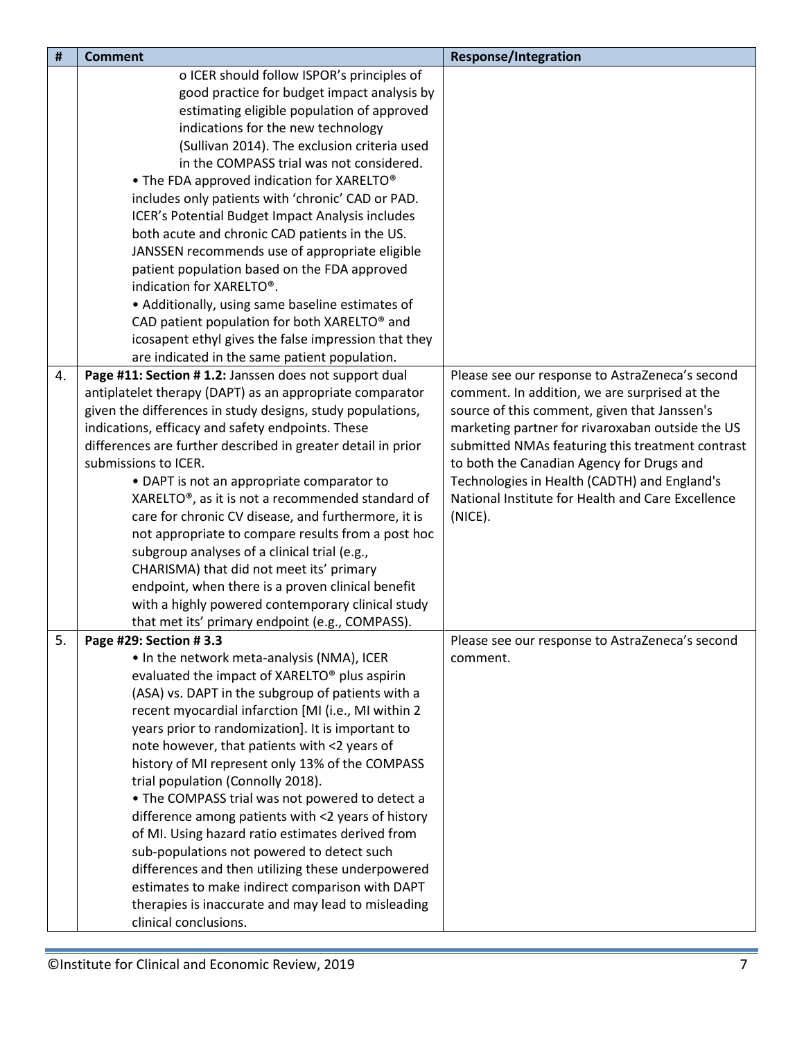| # | Comment | Response/Integration |
|---|---|---|
| | o ICER should follow ISPOR's principles of good practice for budget impact analysis by estimating eligible population of approved indications for the new technology (Sullivan 2014). The exclusion criteria used in the COMPASS trial was not considered.<br>• The FDA approved indication for XARELTO® includes only patients with 'chronic' CAD or PAD. ICER's Potential Budget Impact Analysis includes both acute and chronic CAD patients in the US. JANSSEN recommends use of appropriate eligible patient population based on the FDA approved indication for XARELTO®.<br>• Additionally, using same baseline estimates of CAD patient population for both XARELTO® and icosapent ethyl gives the false impression that they are indicated in the same patient population. | |
| 4. | **Page #11: Section # 1.2:** Janssen does not support dual antiplatelet therapy (DAPT) as an appropriate comparator given the differences in study designs, study populations, indications, efficacy and safety endpoints. These differences are further described in greater detail in prior submissions to ICER.<br>• DAPT is not an appropriate comparator to XARELTO®, as it is not a recommended standard of care for chronic CV disease, and furthermore, it is not appropriate to compare results from a post hoc subgroup analyses of a clinical trial (e.g., CHARISMA) that did not meet its' primary endpoint, when there is a proven clinical benefit with a highly powered contemporary clinical study that met its' primary endpoint (e.g., COMPASS). | Please see our response to AstraZeneca's second comment. In addition, we are surprised at the source of this comment, given that Janssen's marketing partner for rivaroxaban outside the US submitted NMAs featuring this treatment contrast to both the Canadian Agency for Drugs and Technologies in Health (CADTH) and England's National Institute for Health and Care Excellence (NICE). |
| 5. | **Page #29: Section # 3.3**<br>• In the network meta-analysis (NMA), ICER evaluated the impact of XARELTO® plus aspirin (ASA) vs. DAPT in the subgroup of patients with a recent myocardial infarction [MI (i.e., MI within 2 years prior to randomization]. It is important to note however, that patients with <2 years of history of MI represent only 13% of the COMPASS trial population (Connolly 2018).<br>• The COMPASS trial was not powered to detect a difference among patients with <2 years of history of MI. Using hazard ratio estimates derived from sub-populations not powered to detect such differences and then utilizing these underpowered estimates to make indirect comparison with DAPT therapies is inaccurate and may lead to misleading clinical conclusions. | Please see our response to AstraZeneca's second comment. |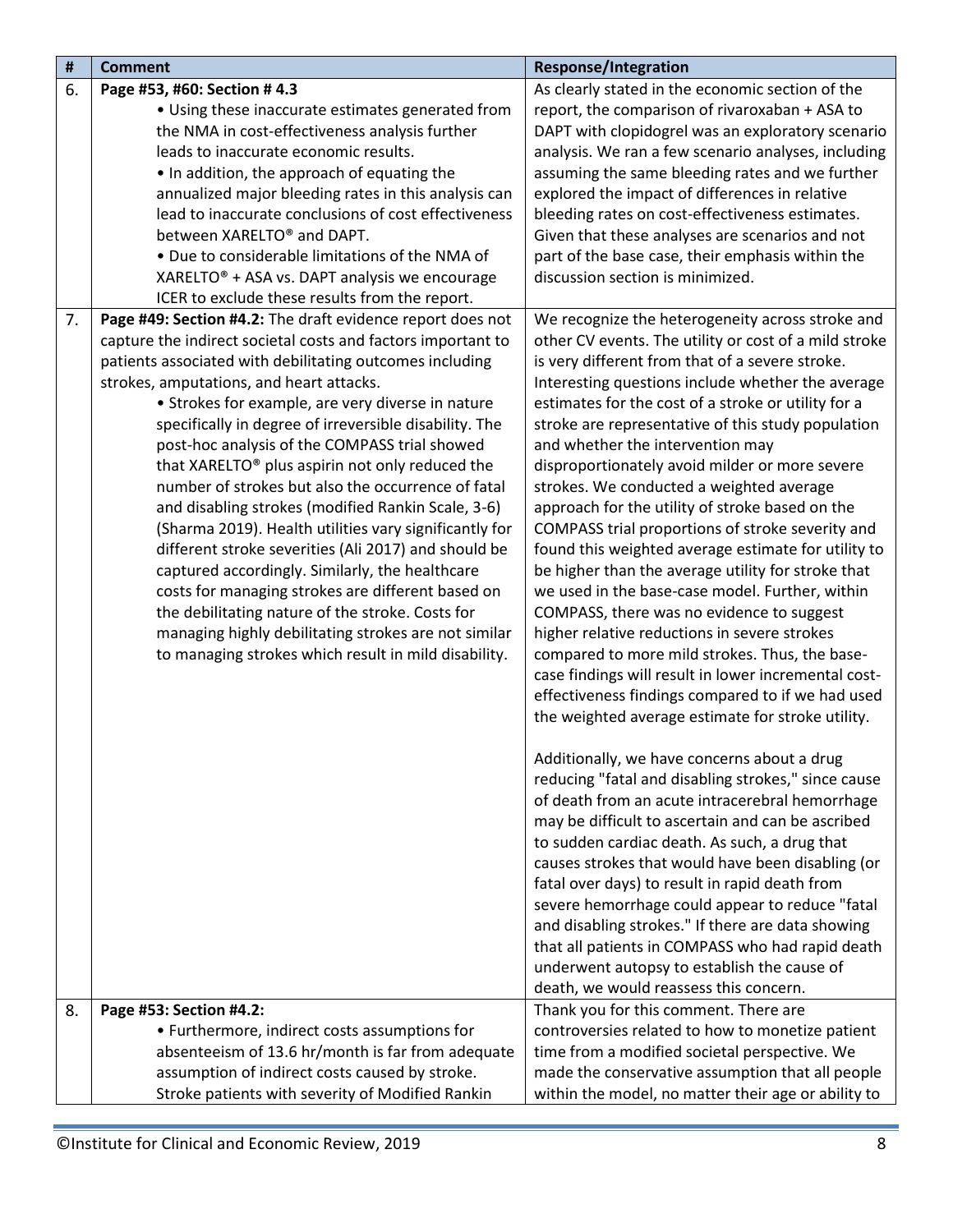| # | Comment | Response/Integration |
|---|---|---|
| 6. | **Page #53, #60: Section # 4.3**<br>• Using these inaccurate estimates generated from the NMA in cost-effectiveness analysis further leads to inaccurate economic results.<br>• In addition, the approach of equating the annualized major bleeding rates in this analysis can lead to inaccurate conclusions of cost effectiveness between XARELTO® and DAPT.<br>• Due to considerable limitations of the NMA of XARELTO® + ASA vs. DAPT analysis we encourage ICER to exclude these results from the report. | As clearly stated in the economic section of the report, the comparison of rivaroxaban + ASA to DAPT with clopidogrel was an exploratory scenario analysis. We ran a few scenario analyses, including assuming the same bleeding rates and we further explored the impact of differences in relative bleeding rates on cost-effectiveness estimates. Given that these analyses are scenarios and not part of the base case, their emphasis within the discussion section is minimized. |
| 7. | **Page #49: Section #4.2:** The draft evidence report does not capture the indirect societal costs and factors important to patients associated with debilitating outcomes including strokes, amputations, and heart attacks.<br>• Strokes for example, are very diverse in nature specifically in degree of irreversible disability. The post-hoc analysis of the COMPASS trial showed that XARELTO® plus aspirin not only reduced the number of strokes but also the occurrence of fatal and disabling strokes (modified Rankin Scale, 3-6) (Sharma 2019). Health utilities vary significantly for different stroke severities (Ali 2017) and should be captured accordingly. Similarly, the healthcare costs for managing strokes are different based on the debilitating nature of the stroke. Costs for managing highly debilitating strokes are not similar to managing strokes which result in mild disability. | We recognize the heterogeneity across stroke and other CV events. The utility or cost of a mild stroke is very different from that of a severe stroke. Interesting questions include whether the average estimates for the cost of a stroke or utility for a stroke are representative of this study population and whether the intervention may disproportionately avoid milder or more severe strokes. We conducted a weighted average approach for the utility of stroke based on the COMPASS trial proportions of stroke severity and found this weighted average estimate for utility to be higher than the average utility for stroke that we used in the base-case model. Further, within COMPASS, there was no evidence to suggest higher relative reductions in severe strokes compared to more mild strokes. Thus, the base-case findings will result in lower incremental cost-effectiveness findings compared to if we had used the weighted average estimate for stroke utility.<br><br>Additionally, we have concerns about a drug reducing "fatal and disabling strokes," since cause of death from an acute intracerebral hemorrhage may be difficult to ascertain and can be ascribed to sudden cardiac death. As such, a drug that causes strokes that would have been disabling (or fatal over days) to result in rapid death from severe hemorrhage could appear to reduce "fatal and disabling strokes." If there are data showing that all patients in COMPASS who had rapid death underwent autopsy to establish the cause of death, we would reassess this concern. |
| 8. | **Page #53: Section #4.2:**<br>• Furthermore, indirect costs assumptions for absenteeism of 13.6 hr/month is far from adequate assumption of indirect costs caused by stroke. Stroke patients with severity of Modified Rankin | Thank you for this comment. There are controversies related to how to monetize patient time from a modified societal perspective. We made the conservative assumption that all people within the model, no matter their age or ability to |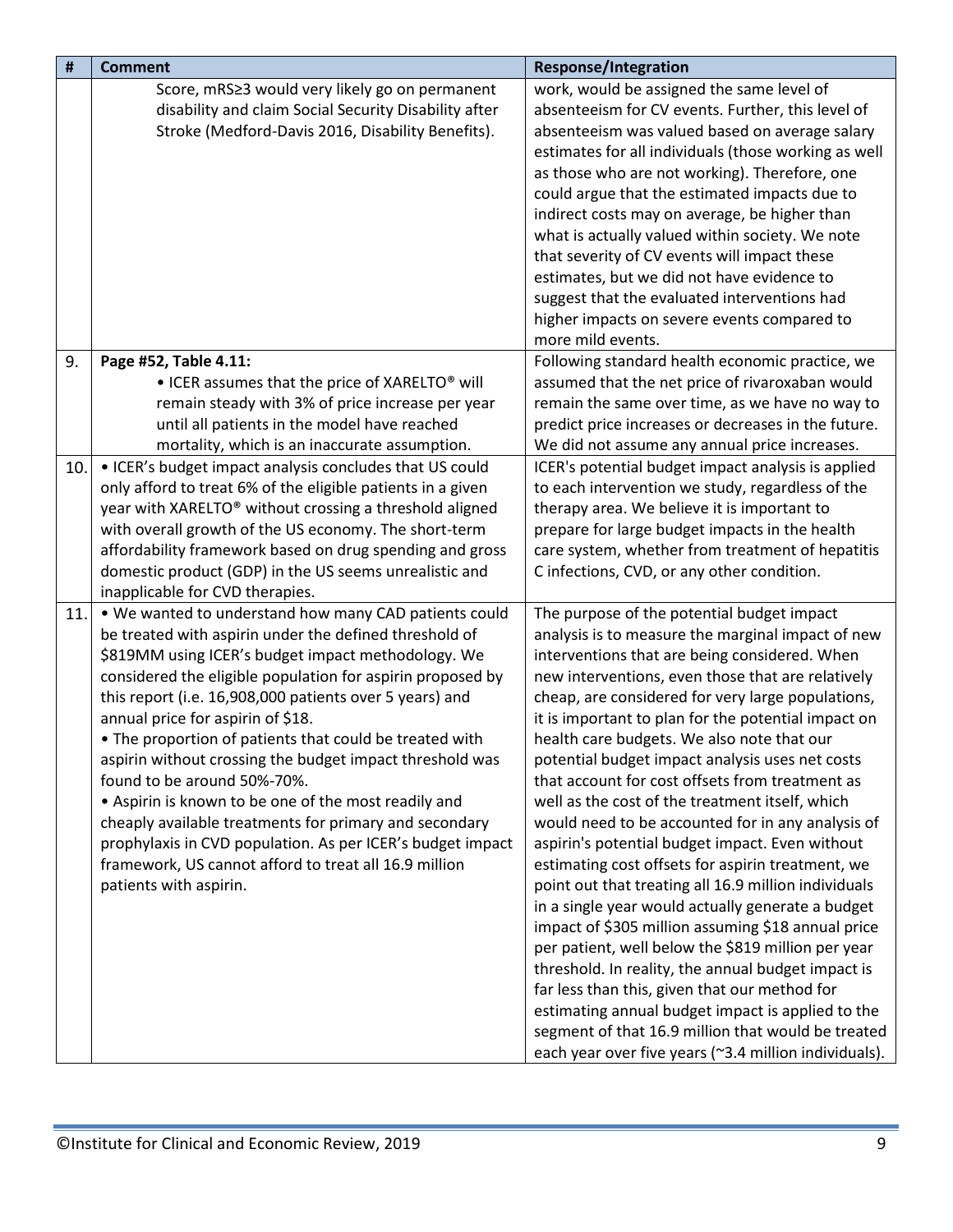| # | Comment | Response/Integration |
|---|---|---|
| | Score, mRS≥3 would very likely go on permanent disability and claim Social Security Disability after Stroke (Medford-Davis 2016, Disability Benefits). | work, would be assigned the same level of absenteeism for CV events. Further, this level of absenteeism was valued based on average salary estimates for all individuals (those working as well as those who are not working). Therefore, one could argue that the estimated impacts due to indirect costs may on average, be higher than what is actually valued within society. We note that severity of CV events will impact these estimates, but we did not have evidence to suggest that the evaluated interventions had higher impacts on severe events compared to more mild events. |
| 9. | **Page #52, Table 4.11:** • ICER assumes that the price of XARELTO® will remain steady with 3% of price increase per year until all patients in the model have reached mortality, which is an inaccurate assumption. | Following standard health economic practice, we assumed that the net price of rivaroxaban would remain the same over time, as we have no way to predict price increases or decreases in the future. We did not assume any annual price increases. |
| 10. | • ICER's budget impact analysis concludes that US could only afford to treat 6% of the eligible patients in a given year with XARELTO® without crossing a threshold aligned with overall growth of the US economy. The short-term affordability framework based on drug spending and gross domestic product (GDP) in the US seems unrealistic and inapplicable for CVD therapies. | ICER's potential budget impact analysis is applied to each intervention we study, regardless of the therapy area. We believe it is important to prepare for large budget impacts in the health care system, whether from treatment of hepatitis C infections, CVD, or any other condition. |
| 11. | • We wanted to understand how many CAD patients could be treated with aspirin under the defined threshold of \$819MM using ICER's budget impact methodology. We considered the eligible population for aspirin proposed by this report (i.e. 16,908,000 patients over 5 years) and annual price for aspirin of \$18. • The proportion of patients that could be treated with aspirin without crossing the budget impact threshold was found to be around 50%-70%. • Aspirin is known to be one of the most readily and cheaply available treatments for primary and secondary prophylaxis in CVD population. As per ICER's budget impact framework, US cannot afford to treat all 16.9 million patients with aspirin. | The purpose of the potential budget impact analysis is to measure the marginal impact of new interventions that are being considered. When new interventions, even those that are relatively cheap, are considered for very large populations, it is important to plan for the potential impact on health care budgets. We also note that our potential budget impact analysis uses net costs that account for cost offsets from treatment as well as the cost of the treatment itself, which would need to be accounted for in any analysis of aspirin's potential budget impact. Even without estimating cost offsets for aspirin treatment, we point out that treating all 16.9 million individuals in a single year would actually generate a budget impact of \$305 million assuming \$18 annual price per patient, well below the \$819 million per year threshold. In reality, the annual budget impact is far less than this, given that our method for estimating annual budget impact is applied to the segment of that 16.9 million that would be treated each year over five years (~3.4 million individuals). |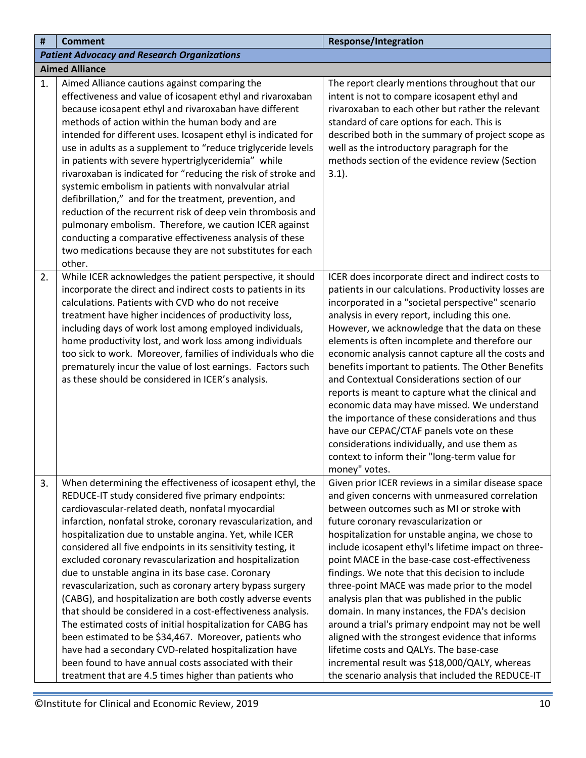| # | Comment | Response/Integration |
|---|---|---|
| ***Patient Advocacy and Research Organizations*** | | |
| **Aimed Alliance** | | |
| 1. | Aimed Alliance cautions against comparing the effectiveness and value of icosapent ethyl and rivaroxaban because icosapent ethyl and rivaroxaban have different methods of action within the human body and are intended for different uses. Icosapent ethyl is indicated for use in adults as a supplement to "reduce triglyceride levels in patients with severe hypertriglyceridemia" while rivaroxaban is indicated for "reducing the risk of stroke and systemic embolism in patients with nonvalvular atrial defibrillation," and for the treatment, prevention, and reduction of the recurrent risk of deep vein thrombosis and pulmonary embolism. Therefore, we caution ICER against conducting a comparative effectiveness analysis of these two medications because they are not substitutes for each other. | The report clearly mentions throughout that our intent is not to compare icosapent ethyl and rivaroxaban to each other but rather the relevant standard of care options for each. This is described both in the summary of project scope as well as the introductory paragraph for the methods section of the evidence review (Section 3.1). |
| 2. | While ICER acknowledges the patient perspective, it should incorporate the direct and indirect costs to patients in its calculations. Patients with CVD who do not receive treatment have higher incidences of productivity loss, including days of work lost among employed individuals, home productivity lost, and work loss among individuals too sick to work. Moreover, families of individuals who die prematurely incur the value of lost earnings. Factors such as these should be considered in ICER's analysis. | ICER does incorporate direct and indirect costs to patients in our calculations. Productivity losses are incorporated in a "societal perspective" scenario analysis in every report, including this one. However, we acknowledge that the data on these elements is often incomplete and therefore our economic analysis cannot capture all the costs and benefits important to patients. The Other Benefits and Contextual Considerations section of our reports is meant to capture what the clinical and economic data may have missed. We understand the importance of these considerations and thus have our CEPAC/CTAF panels vote on these considerations individually, and use them as context to inform their "long-term value for money" votes. |
| 3. | When determining the effectiveness of icosapent ethyl, the REDUCE-IT study considered five primary endpoints: cardiovascular-related death, nonfatal myocardial infarction, nonfatal stroke, coronary revascularization, and hospitalization due to unstable angina. Yet, while ICER considered all five endpoints in its sensitivity testing, it excluded coronary revascularization and hospitalization due to unstable angina in its base case. Coronary revascularization, such as coronary artery bypass surgery (CABG), and hospitalization are both costly adverse events that should be considered in a cost-effectiveness analysis. The estimated costs of initial hospitalization for CABG has been estimated to be $34,467. Moreover, patients who have had a secondary CVD-related hospitalization have been found to have annual costs associated with their treatment that are 4.5 times higher than patients who | Given prior ICER reviews in a similar disease space and given concerns with unmeasured correlation between outcomes such as MI or stroke with future coronary revascularization or hospitalization for unstable angina, we chose to include icosapent ethyl's lifetime impact on three-point MACE in the base-case cost-effectiveness findings. We note that this decision to include three-point MACE was made prior to the model analysis plan that was published in the public domain. In many instances, the FDA's decision around a trial's primary endpoint may not be well aligned with the strongest evidence that informs lifetime costs and QALYs. The base-case incremental result was $18,000/QALY, whereas the scenario analysis that included the REDUCE-IT |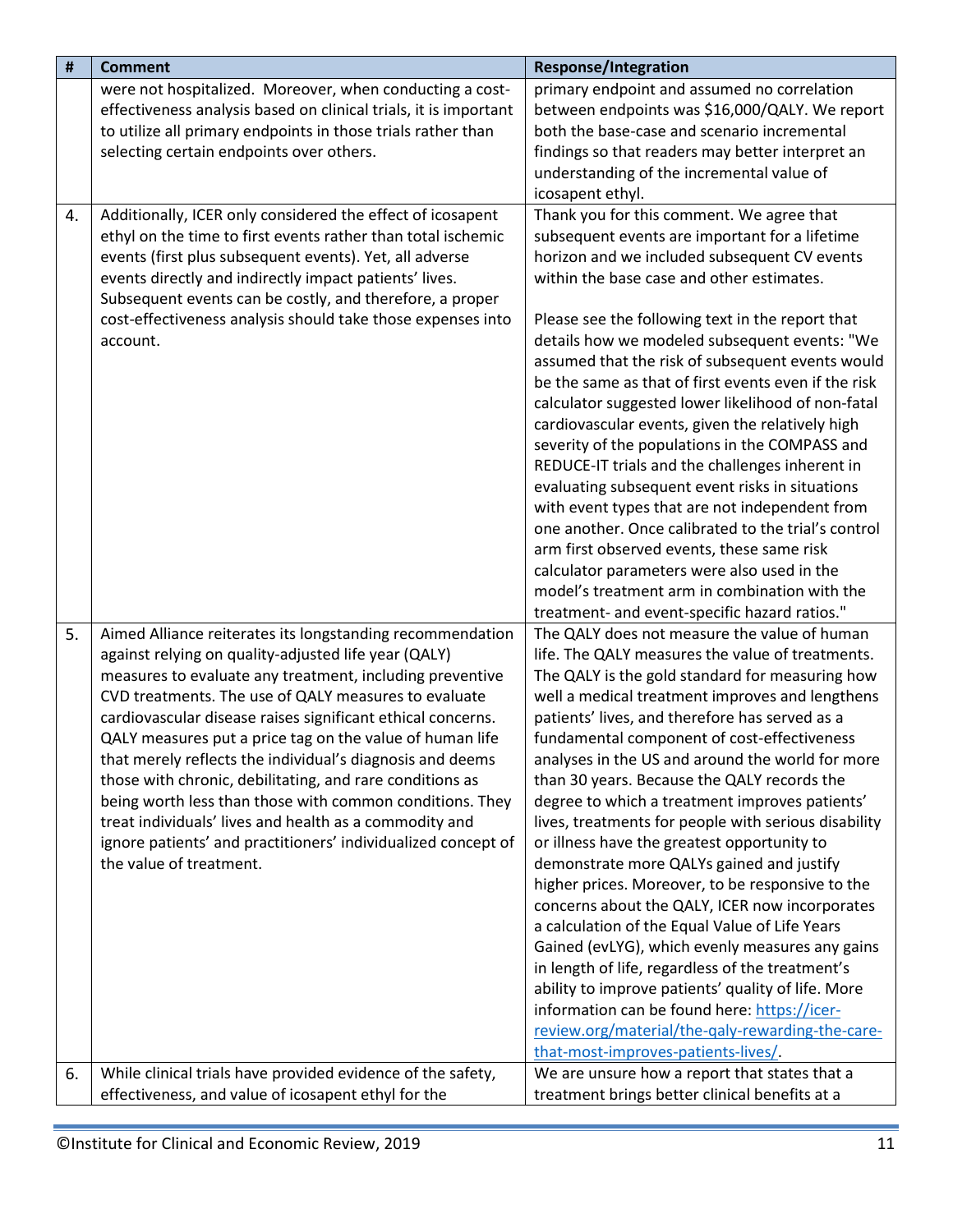| # | Comment | Response/Integration |
|---|---|---|
| | were not hospitalized. Moreover, when conducting a cost-effectiveness analysis based on clinical trials, it is important to utilize all primary endpoints in those trials rather than selecting certain endpoints over others. | primary endpoint and assumed no correlation between endpoints was $16,000/QALY. We report both the base-case and scenario incremental findings so that readers may better interpret an understanding of the incremental value of icosapent ethyl. |
| 4. | Additionally, ICER only considered the effect of icosapent ethyl on the time to first events rather than total ischemic events (first plus subsequent events). Yet, all adverse events directly and indirectly impact patients' lives. Subsequent events can be costly, and therefore, a proper cost-effectiveness analysis should take those expenses into account. | Thank you for this comment. We agree that subsequent events are important for a lifetime horizon and we included subsequent CV events within the base case and other estimates.<br><br>Please see the following text in the report that details how we modeled subsequent events: "We assumed that the risk of subsequent events would be the same as that of first events even if the risk calculator suggested lower likelihood of non-fatal cardiovascular events, given the relatively high severity of the populations in the COMPASS and REDUCE-IT trials and the challenges inherent in evaluating subsequent event risks in situations with event types that are not independent from one another. Once calibrated to the trial's control arm first observed events, these same risk calculator parameters were also used in the model's treatment arm in combination with the treatment- and event-specific hazard ratios." |
| 5. | Aimed Alliance reiterates its longstanding recommendation against relying on quality-adjusted life year (QALY) measures to evaluate any treatment, including preventive CVD treatments. The use of QALY measures to evaluate cardiovascular disease raises significant ethical concerns. QALY measures put a price tag on the value of human life that merely reflects the individual's diagnosis and deems those with chronic, debilitating, and rare conditions as being worth less than those with common conditions. They treat individuals' lives and health as a commodity and ignore patients' and practitioners' individualized concept of the value of treatment. | The QALY does not measure the value of human life. The QALY measures the value of treatments. The QALY is the gold standard for measuring how well a medical treatment improves and lengthens patients' lives, and therefore has served as a fundamental component of cost-effectiveness analyses in the US and around the world for more than 30 years. Because the QALY records the degree to which a treatment improves patients' lives, treatments for people with serious disability or illness have the greatest opportunity to demonstrate more QALYs gained and justify higher prices. Moreover, to be responsive to the concerns about the QALY, ICER now incorporates a calculation of the Equal Value of Life Years Gained (evLYG), which evenly measures any gains in length of life, regardless of the treatment's ability to improve patients' quality of life. More information can be found here: https://icer-review.org/material/the-qaly-rewarding-the-care-that-most-improves-patients-lives/. |
| 6. | While clinical trials have provided evidence of the safety, effectiveness, and value of icosapent ethyl for the | We are unsure how a report that states that a treatment brings better clinical benefits at a |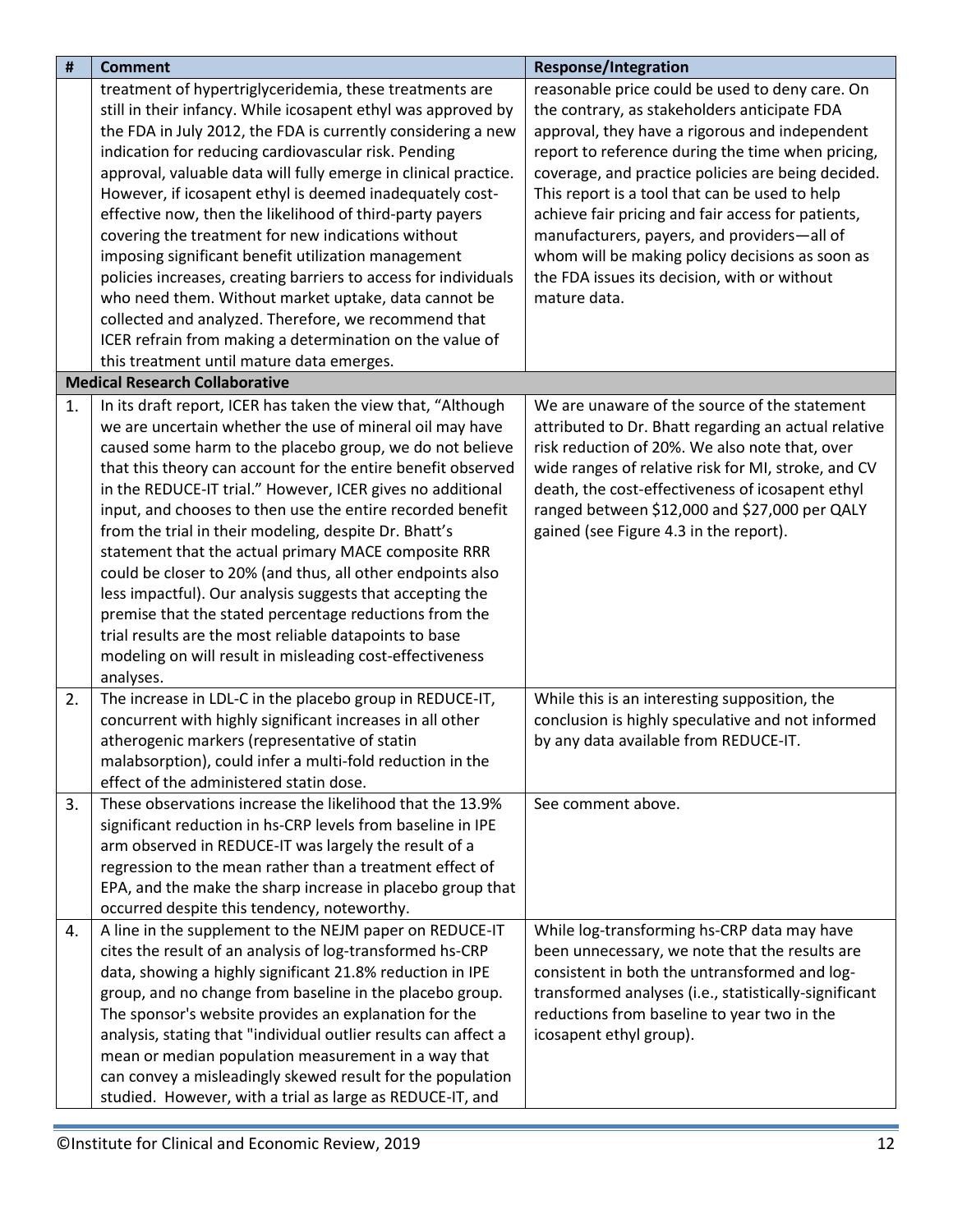| # | Comment | Response/Integration |
|---|---|---|
| | treatment of hypertriglyceridemia, these treatments are still in their infancy. While icosapent ethyl was approved by the FDA in July 2012, the FDA is currently considering a new indication for reducing cardiovascular risk. Pending approval, valuable data will fully emerge in clinical practice. However, if icosapent ethyl is deemed inadequately cost-effective now, then the likelihood of third-party payers covering the treatment for new indications without imposing significant benefit utilization management policies increases, creating barriers to access for individuals who need them. Without market uptake, data cannot be collected and analyzed. Therefore, we recommend that ICER refrain from making a determination on the value of this treatment until mature data emerges. | reasonable price could be used to deny care. On the contrary, as stakeholders anticipate FDA approval, they have a rigorous and independent report to reference during the time when pricing, coverage, and practice policies are being decided. This report is a tool that can be used to help achieve fair pricing and fair access for patients, manufacturers, payers, and providers—all of whom will be making policy decisions as soon as the FDA issues its decision, with or without mature data. |
| **Medical Research Collaborative** | | |
| 1. | In its draft report, ICER has taken the view that, "Although we are uncertain whether the use of mineral oil may have caused some harm to the placebo group, we do not believe that this theory can account for the entire benefit observed in the REDUCE-IT trial." However, ICER gives no additional input, and chooses to then use the entire recorded benefit from the trial in their modeling, despite Dr. Bhatt's statement that the actual primary MACE composite RRR could be closer to 20% (and thus, all other endpoints also less impactful). Our analysis suggests that accepting the premise that the stated percentage reductions from the trial results are the most reliable datapoints to base modeling on will result in misleading cost-effectiveness analyses. | We are unaware of the source of the statement attributed to Dr. Bhatt regarding an actual relative risk reduction of 20%. We also note that, over wide ranges of relative risk for MI, stroke, and CV death, the cost-effectiveness of icosapent ethyl ranged between $12,000 and $27,000 per QALY gained (see Figure 4.3 in the report). |
| 2. | The increase in LDL-C in the placebo group in REDUCE-IT, concurrent with highly significant increases in all other atherogenic markers (representative of statin malabsorption), could infer a multi-fold reduction in the effect of the administered statin dose. | While this is an interesting supposition, the conclusion is highly speculative and not informed by any data available from REDUCE-IT. |
| 3. | These observations increase the likelihood that the 13.9% significant reduction in hs-CRP levels from baseline in IPE arm observed in REDUCE-IT was largely the result of a regression to the mean rather than a treatment effect of EPA, and the make the sharp increase in placebo group that occurred despite this tendency, noteworthy. | See comment above. |
| 4. | A line in the supplement to the NEJM paper on REDUCE-IT cites the result of an analysis of log-transformed hs-CRP data, showing a highly significant 21.8% reduction in IPE group, and no change from baseline in the placebo group. The sponsor's website provides an explanation for the analysis, stating that "individual outlier results can affect a mean or median population measurement in a way that can convey a misleadingly skewed result for the population studied. However, with a trial as large as REDUCE-IT, and | While log-transforming hs-CRP data may have been unnecessary, we note that the results are consistent in both the untransformed and log-transformed analyses (i.e., statistically-significant reductions from baseline to year two in the icosapent ethyl group). |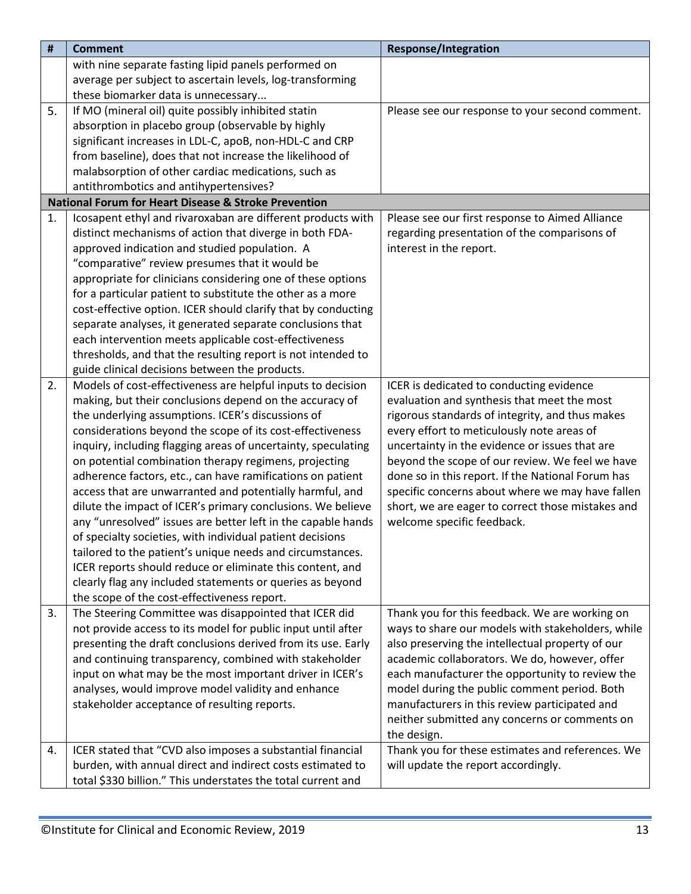| # | Comment | Response/Integration |
|---|---|---|
| | with nine separate fasting lipid panels performed on average per subject to ascertain levels, log-transforming these biomarker data is unnecessary... | |
| 5. | If MO (mineral oil) quite possibly inhibited statin absorption in placebo group (observable by highly significant increases in LDL-C, apoB, non-HDL-C and CRP from baseline), does that not increase the likelihood of malabsorption of other cardiac medications, such as antithrombotics and antihypertensives? | Please see our response to your second comment. |
| | **National Forum for Heart Disease & Stroke Prevention** | |
| 1. | Icosapent ethyl and rivaroxaban are different products with distinct mechanisms of action that diverge in both FDA-approved indication and studied population. A "comparative" review presumes that it would be appropriate for clinicians considering one of these options for a particular patient to substitute the other as a more cost-effective option. ICER should clarify that by conducting separate analyses, it generated separate conclusions that each intervention meets applicable cost-effectiveness thresholds, and that the resulting report is not intended to guide clinical decisions between the products. | Please see our first response to Aimed Alliance regarding presentation of the comparisons of interest in the report. |
| 2. | Models of cost-effectiveness are helpful inputs to decision making, but their conclusions depend on the accuracy of the underlying assumptions. ICER's discussions of considerations beyond the scope of its cost-effectiveness inquiry, including flagging areas of uncertainty, speculating on potential combination therapy regimens, projecting adherence factors, etc., can have ramifications on patient access that are unwarranted and potentially harmful, and dilute the impact of ICER's primary conclusions. We believe any "unresolved" issues are better left in the capable hands of specialty societies, with individual patient decisions tailored to the patient's unique needs and circumstances. ICER reports should reduce or eliminate this content, and clearly flag any included statements or queries as beyond the scope of the cost-effectiveness report. | ICER is dedicated to conducting evidence evaluation and synthesis that meet the most rigorous standards of integrity, and thus makes every effort to meticulously note areas of uncertainty in the evidence or issues that are beyond the scope of our review. We feel we have done so in this report. If the National Forum has specific concerns about where we may have fallen short, we are eager to correct those mistakes and welcome specific feedback. |
| 3. | The Steering Committee was disappointed that ICER did not provide access to its model for public input until after presenting the draft conclusions derived from its use. Early and continuing transparency, combined with stakeholder input on what may be the most important driver in ICER's analyses, would improve model validity and enhance stakeholder acceptance of resulting reports. | Thank you for this feedback. We are working on ways to share our models with stakeholders, while also preserving the intellectual property of our academic collaborators. We do, however, offer each manufacturer the opportunity to review the model during the public comment period. Both manufacturers in this review participated and neither submitted any concerns or comments on the design. |
| 4. | ICER stated that "CVD also imposes a substantial financial burden, with annual direct and indirect costs estimated to total $330 billion." This understates the total current and | Thank you for these estimates and references. We will update the report accordingly. |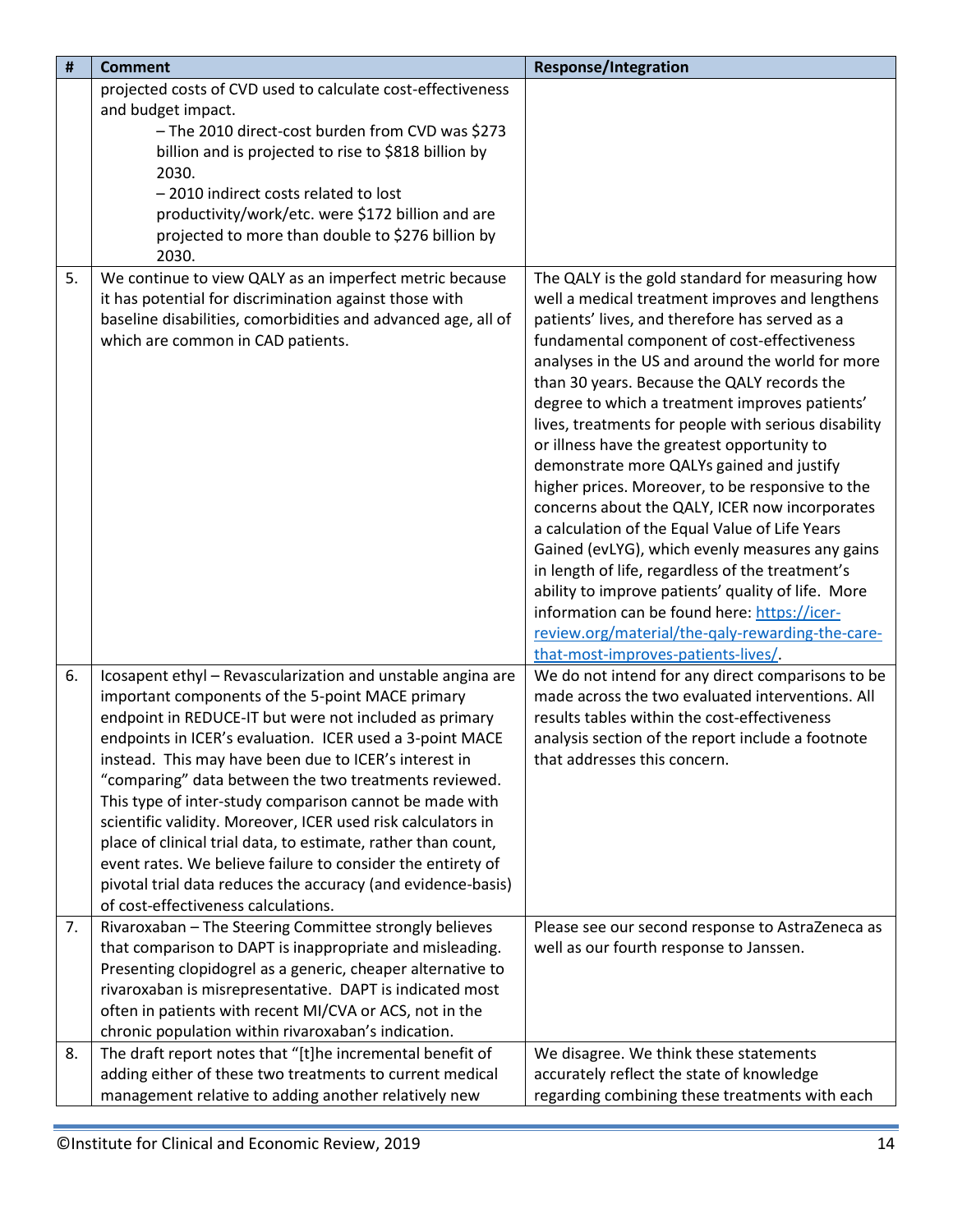| # | Comment | Response/Integration |
|---|---|---|
| | projected costs of CVD used to calculate cost-effectiveness and budget impact.<br>– The 2010 direct-cost burden from CVD was $273 billion and is projected to rise to $818 billion by 2030.<br>– 2010 indirect costs related to lost productivity/work/etc. were $172 billion and are projected to more than double to $276 billion by 2030. | |
| 5. | We continue to view QALY as an imperfect metric because it has potential for discrimination against those with baseline disabilities, comorbidities and advanced age, all of which are common in CAD patients. | The QALY is the gold standard for measuring how well a medical treatment improves and lengthens patients' lives, and therefore has served as a fundamental component of cost-effectiveness analyses in the US and around the world for more than 30 years. Because the QALY records the degree to which a treatment improves patients' lives, treatments for people with serious disability or illness have the greatest opportunity to demonstrate more QALYs gained and justify higher prices. Moreover, to be responsive to the concerns about the QALY, ICER now incorporates a calculation of the Equal Value of Life Years Gained (evLYG), which evenly measures any gains in length of life, regardless of the treatment's ability to improve patients' quality of life. More information can be found here: [https://icer-review.org/material/the-qaly-rewarding-the-care-that-most-improves-patients-lives/](https://icer-review.org/material/the-qaly-rewarding-the-care-that-most-improves-patients-lives/). |
| 6. | Icosapent ethyl – Revascularization and unstable angina are important components of the 5-point MACE primary endpoint in REDUCE-IT but were not included as primary endpoints in ICER's evaluation. ICER used a 3-point MACE instead. This may have been due to ICER's interest in "comparing" data between the two treatments reviewed. This type of inter-study comparison cannot be made with scientific validity. Moreover, ICER used risk calculators in place of clinical trial data, to estimate, rather than count, event rates. We believe failure to consider the entirety of pivotal trial data reduces the accuracy (and evidence-basis) of cost-effectiveness calculations. | We do not intend for any direct comparisons to be made across the two evaluated interventions. All results tables within the cost-effectiveness analysis section of the report include a footnote that addresses this concern. |
| 7. | Rivaroxaban – The Steering Committee strongly believes that comparison to DAPT is inappropriate and misleading. Presenting clopidogrel as a generic, cheaper alternative to rivaroxaban is misrepresentative. DAPT is indicated most often in patients with recent MI/CVA or ACS, not in the chronic population within rivaroxaban's indication. | Please see our second response to AstraZeneca as well as our fourth response to Janssen. |
| 8. | The draft report notes that "[t]he incremental benefit of adding either of these two treatments to current medical management relative to adding another relatively new | We disagree. We think these statements accurately reflect the state of knowledge regarding combining these treatments with each |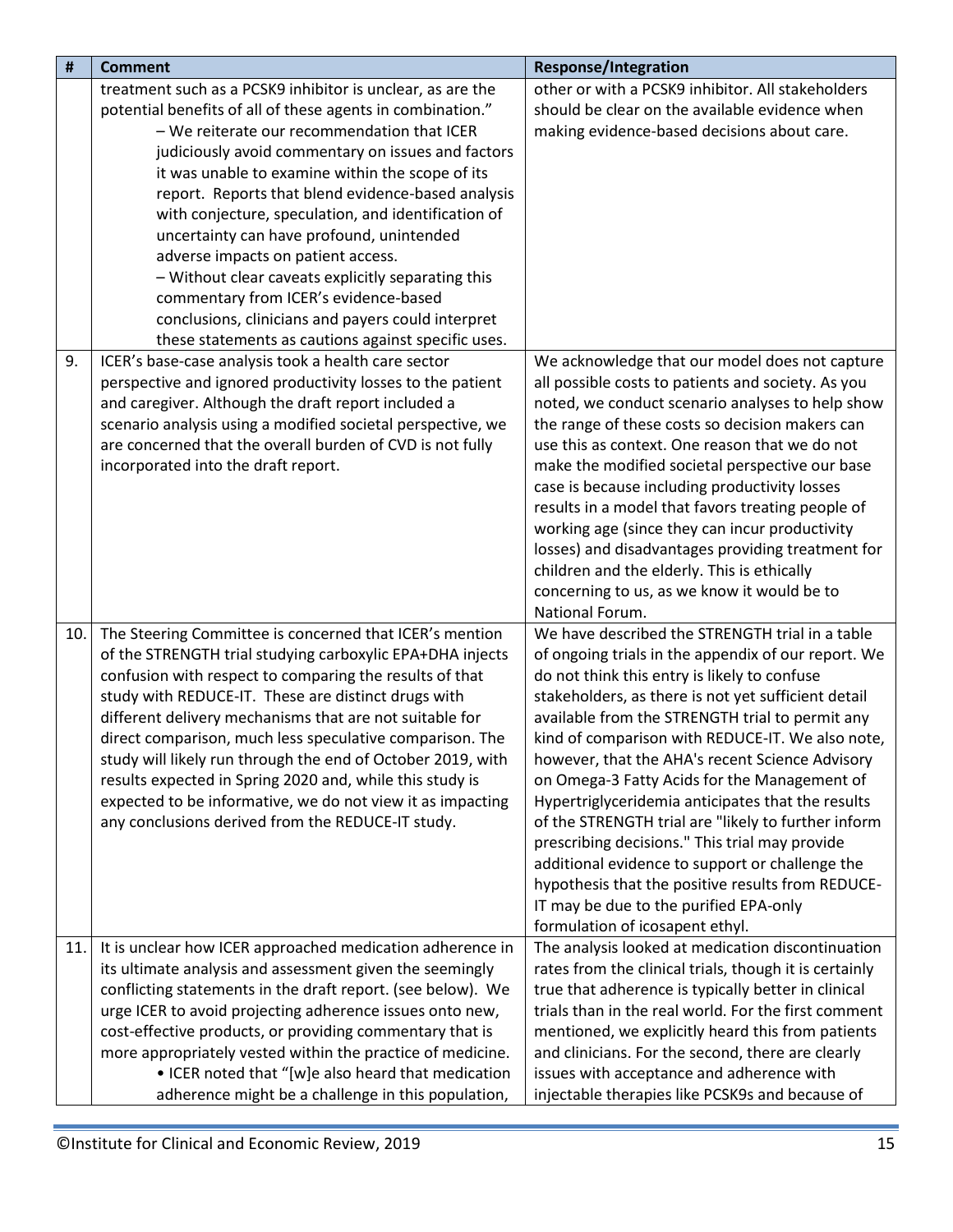| # | Comment | Response/Integration |
|---|---|---|
| | treatment such as a PCSK9 inhibitor is unclear, as are the potential benefits of all of these agents in combination." <br>– We reiterate our recommendation that ICER judiciously avoid commentary on issues and factors it was unable to examine within the scope of its report. Reports that blend evidence-based analysis with conjecture, speculation, and identification of uncertainty can have profound, unintended adverse impacts on patient access. <br>– Without clear caveats explicitly separating this commentary from ICER's evidence-based conclusions, clinicians and payers could interpret these statements as cautions against specific uses. | other or with a PCSK9 inhibitor. All stakeholders should be clear on the available evidence when making evidence-based decisions about care. |
| 9. | ICER's base-case analysis took a health care sector perspective and ignored productivity losses to the patient and caregiver. Although the draft report included a scenario analysis using a modified societal perspective, we are concerned that the overall burden of CVD is not fully incorporated into the draft report. | We acknowledge that our model does not capture all possible costs to patients and society. As you noted, we conduct scenario analyses to help show the range of these costs so decision makers can use this as context. One reason that we do not make the modified societal perspective our base case is because including productivity losses results in a model that favors treating people of working age (since they can incur productivity losses) and disadvantages providing treatment for children and the elderly. This is ethically concerning to us, as we know it would be to National Forum. |
| 10. | The Steering Committee is concerned that ICER's mention of the STRENGTH trial studying carboxylic EPA+DHA injects confusion with respect to comparing the results of that study with REDUCE-IT. These are distinct drugs with different delivery mechanisms that are not suitable for direct comparison, much less speculative comparison. The study will likely run through the end of October 2019, with results expected in Spring 2020 and, while this study is expected to be informative, we do not view it as impacting any conclusions derived from the REDUCE-IT study. | We have described the STRENGTH trial in a table of ongoing trials in the appendix of our report. We do not think this entry is likely to confuse stakeholders, as there is not yet sufficient detail available from the STRENGTH trial to permit any kind of comparison with REDUCE-IT. We also note, however, that the AHA's recent Science Advisory on Omega-3 Fatty Acids for the Management of Hypertriglyceridemia anticipates that the results of the STRENGTH trial are "likely to further inform prescribing decisions." This trial may provide additional evidence to support or challenge the hypothesis that the positive results from REDUCE-IT may be due to the purified EPA-only formulation of icosapent ethyl. |
| 11. | It is unclear how ICER approached medication adherence in its ultimate analysis and assessment given the seemingly conflicting statements in the draft report. (see below). We urge ICER to avoid projecting adherence issues onto new, cost-effective products, or providing commentary that is more appropriately vested within the practice of medicine. <br>• ICER noted that "[w]e also heard that medication adherence might be a challenge in this population, | The analysis looked at medication discontinuation rates from the clinical trials, though it is certainly true that adherence is typically better in clinical trials than in the real world. For the first comment mentioned, we explicitly heard this from patients and clinicians. For the second, there are clearly issues with acceptance and adherence with injectable therapies like PCSK9s and because of |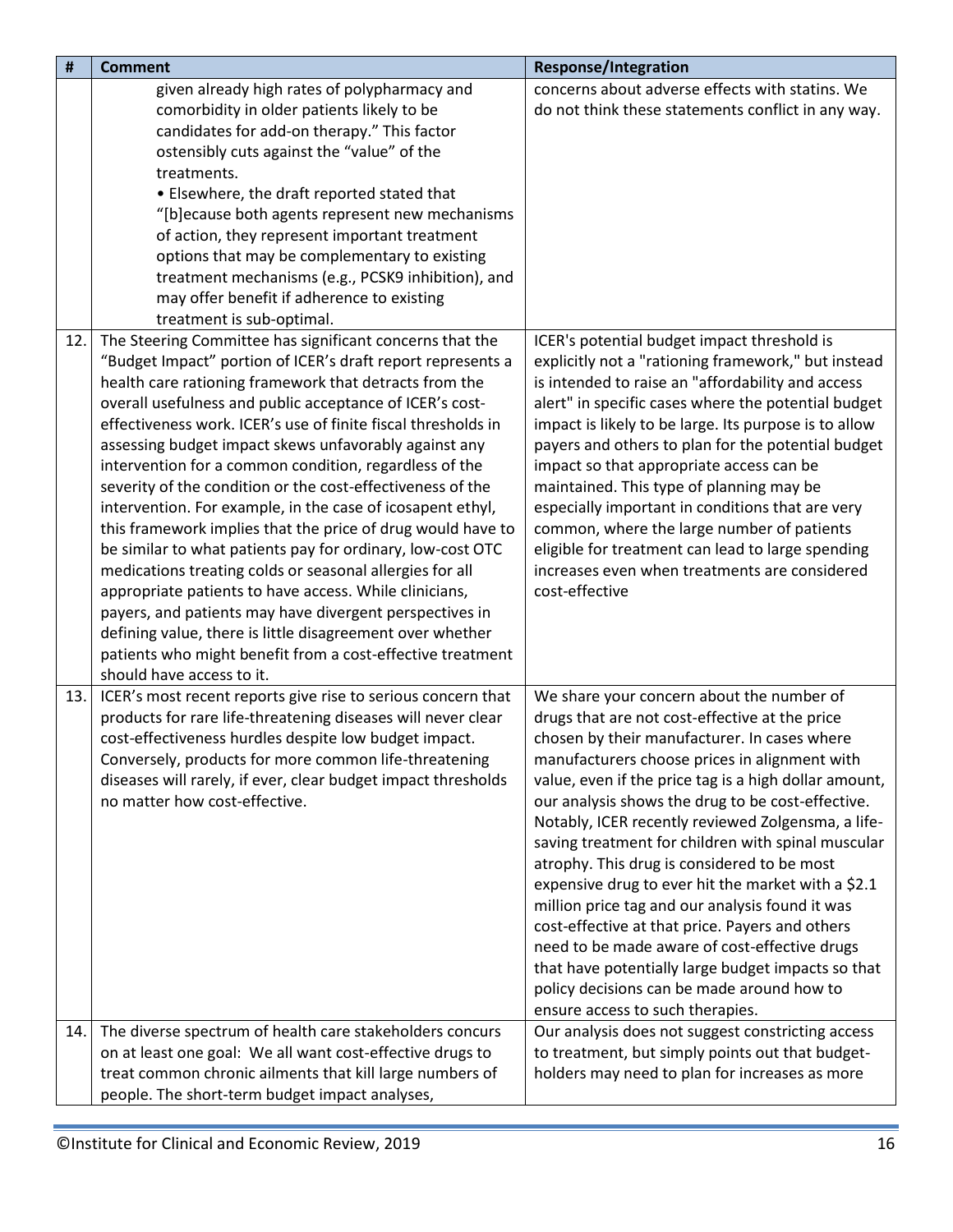| # | Comment | Response/Integration |
|---|---|---|
| | given already high rates of polypharmacy and comorbidity in older patients likely to be candidates for add-on therapy." This factor ostensibly cuts against the "value" of the treatments.<br>• Elsewhere, the draft reported stated that "[b]ecause both agents represent new mechanisms of action, they represent important treatment options that may be complementary to existing treatment mechanisms (e.g., PCSK9 inhibition), and may offer benefit if adherence to existing treatment is sub-optimal. | concerns about adverse effects with statins. We do not think these statements conflict in any way. |
| 12. | The Steering Committee has significant concerns that the "Budget Impact" portion of ICER's draft report represents a health care rationing framework that detracts from the overall usefulness and public acceptance of ICER's cost-effectiveness work. ICER's use of finite fiscal thresholds in assessing budget impact skews unfavorably against any intervention for a common condition, regardless of the severity of the condition or the cost-effectiveness of the intervention. For example, in the case of icosapent ethyl, this framework implies that the price of drug would have to be similar to what patients pay for ordinary, low-cost OTC medications treating colds or seasonal allergies for all appropriate patients to have access. While clinicians, payers, and patients may have divergent perspectives in defining value, there is little disagreement over whether patients who might benefit from a cost-effective treatment should have access to it. | ICER's potential budget impact threshold is explicitly not a "rationing framework," but instead is intended to raise an "affordability and access alert" in specific cases where the potential budget impact is likely to be large. Its purpose is to allow payers and others to plan for the potential budget impact so that appropriate access can be maintained. This type of planning may be especially important in conditions that are very common, where the large number of patients eligible for treatment can lead to large spending increases even when treatments are considered cost-effective |
| 13. | ICER's most recent reports give rise to serious concern that products for rare life-threatening diseases will never clear cost-effectiveness hurdles despite low budget impact. Conversely, products for more common life-threatening diseases will rarely, if ever, clear budget impact thresholds no matter how cost-effective. | We share your concern about the number of drugs that are not cost-effective at the price chosen by their manufacturer. In cases where manufacturers choose prices in alignment with value, even if the price tag is a high dollar amount, our analysis shows the drug to be cost-effective. Notably, ICER recently reviewed Zolgensma, a life-saving treatment for children with spinal muscular atrophy. This drug is considered to be most expensive drug to ever hit the market with a $2.1 million price tag and our analysis found it was cost-effective at that price. Payers and others need to be made aware of cost-effective drugs that have potentially large budget impacts so that policy decisions can be made around how to ensure access to such therapies. |
| 14. | The diverse spectrum of health care stakeholders concurs on at least one goal: We all want cost-effective drugs to treat common chronic ailments that kill large numbers of people. The short-term budget impact analyses, | Our analysis does not suggest constricting access to treatment, but simply points out that budget-holders may need to plan for increases as more |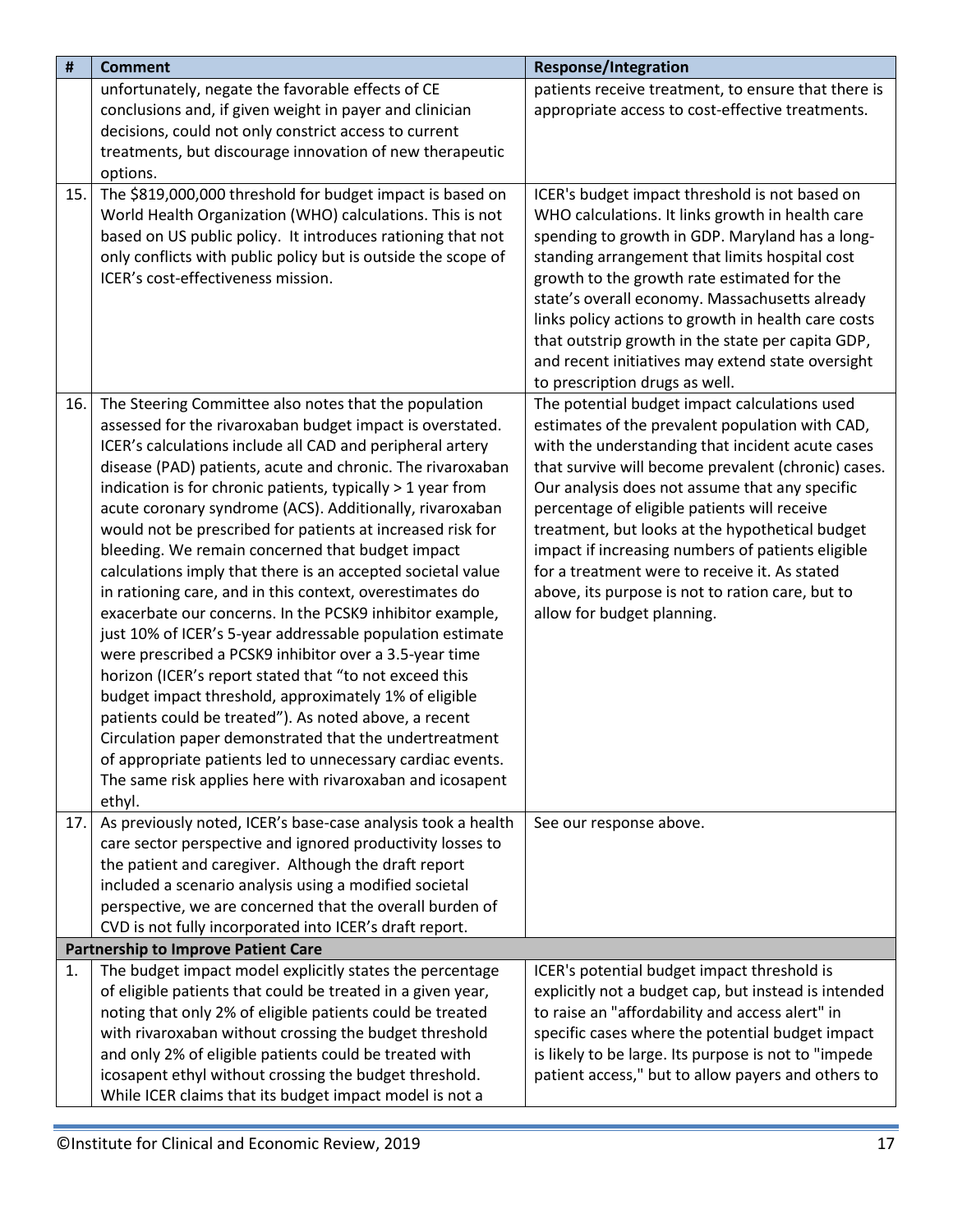| # | Comment | Response/Integration |
|---|---|---|
| | unfortunately, negate the favorable effects of CE conclusions and, if given weight in payer and clinician decisions, could not only constrict access to current treatments, but discourage innovation of new therapeutic options. | patients receive treatment, to ensure that there is appropriate access to cost-effective treatments. |
| 15. | The $819,000,000 threshold for budget impact is based on World Health Organization (WHO) calculations. This is not based on US public policy. It introduces rationing that not only conflicts with public policy but is outside the scope of ICER's cost-effectiveness mission. | ICER's budget impact threshold is not based on WHO calculations. It links growth in health care spending to growth in GDP. Maryland has a long-standing arrangement that limits hospital cost growth to the growth rate estimated for the state's overall economy. Massachusetts already links policy actions to growth in health care costs that outstrip growth in the state per capita GDP, and recent initiatives may extend state oversight to prescription drugs as well. |
| 16. | The Steering Committee also notes that the population assessed for the rivaroxaban budget impact is overstated. ICER's calculations include all CAD and peripheral artery disease (PAD) patients, acute and chronic. The rivaroxaban indication is for chronic patients, typically > 1 year from acute coronary syndrome (ACS). Additionally, rivaroxaban would not be prescribed for patients at increased risk for bleeding. We remain concerned that budget impact calculations imply that there is an accepted societal value in rationing care, and in this context, overestimates do exacerbate our concerns. In the PCSK9 inhibitor example, just 10% of ICER's 5-year addressable population estimate were prescribed a PCSK9 inhibitor over a 3.5-year time horizon (ICER's report stated that "to not exceed this budget impact threshold, approximately 1% of eligible patients could be treated"). As noted above, a recent Circulation paper demonstrated that the undertreatment of appropriate patients led to unnecessary cardiac events. The same risk applies here with rivaroxaban and icosapent ethyl. | The potential budget impact calculations used estimates of the prevalent population with CAD, with the understanding that incident acute cases that survive will become prevalent (chronic) cases. Our analysis does not assume that any specific percentage of eligible patients will receive treatment, but looks at the hypothetical budget impact if increasing numbers of patients eligible for a treatment were to receive it. As stated above, its purpose is not to ration care, but to allow for budget planning. |
| 17. | As previously noted, ICER's base-case analysis took a health care sector perspective and ignored productivity losses to the patient and caregiver. Although the draft report included a scenario analysis using a modified societal perspective, we are concerned that the overall burden of CVD is not fully incorporated into ICER's draft report. | See our response above. |
| **Partnership to Improve Patient Care** | | |
| 1. | The budget impact model explicitly states the percentage of eligible patients that could be treated in a given year, noting that only 2% of eligible patients could be treated with rivaroxaban without crossing the budget threshold and only 2% of eligible patients could be treated with icosapent ethyl without crossing the budget threshold. While ICER claims that its budget impact model is not a | ICER's potential budget impact threshold is explicitly not a budget cap, but instead is intended to raise an "affordability and access alert" in specific cases where the potential budget impact is likely to be large. Its purpose is not to "impede patient access," but to allow payers and others to |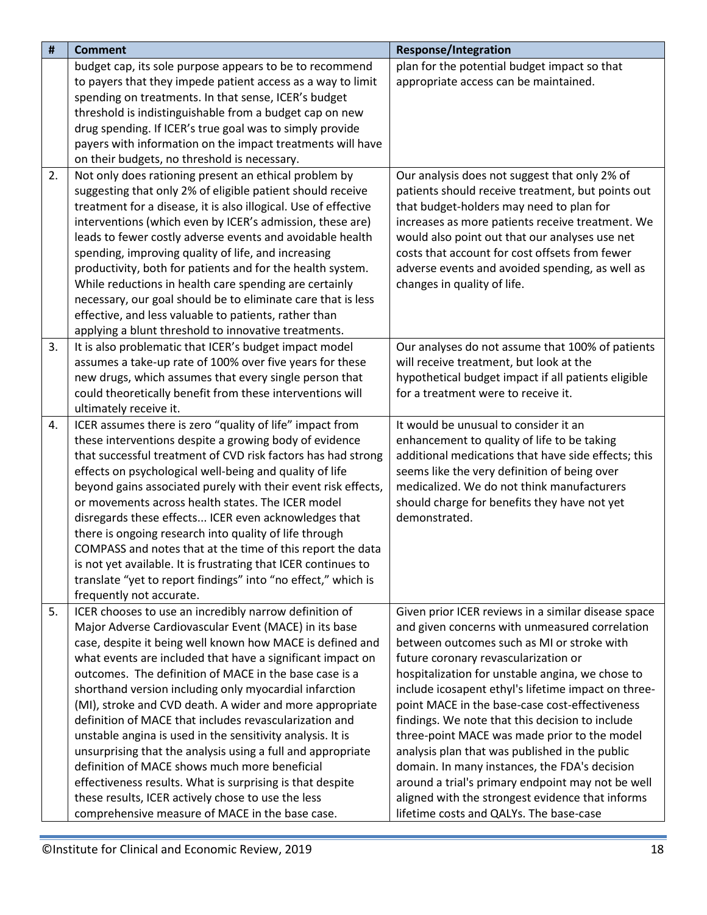| # | Comment | Response/Integration |
|---|---|---|
| | budget cap, its sole purpose appears to be to recommend to payers that they impede patient access as a way to limit spending on treatments. In that sense, ICER's budget threshold is indistinguishable from a budget cap on new drug spending. If ICER's true goal was to simply provide payers with information on the impact treatments will have on their budgets, no threshold is necessary. | plan for the potential budget impact so that appropriate access can be maintained. |
| 2. | Not only does rationing present an ethical problem by suggesting that only 2% of eligible patient should receive treatment for a disease, it is also illogical. Use of effective interventions (which even by ICER's admission, these are) leads to fewer costly adverse events and avoidable health spending, improving quality of life, and increasing productivity, both for patients and for the health system. While reductions in health care spending are certainly necessary, our goal should be to eliminate care that is less effective, and less valuable to patients, rather than applying a blunt threshold to innovative treatments. | Our analysis does not suggest that only 2% of patients should receive treatment, but points out that budget-holders may need to plan for increases as more patients receive treatment. We would also point out that our analyses use net costs that account for cost offsets from fewer adverse events and avoided spending, as well as changes in quality of life. |
| 3. | It is also problematic that ICER's budget impact model assumes a take-up rate of 100% over five years for these new drugs, which assumes that every single person that could theoretically benefit from these interventions will ultimately receive it. | Our analyses do not assume that 100% of patients will receive treatment, but look at the hypothetical budget impact if all patients eligible for a treatment were to receive it. |
| 4. | ICER assumes there is zero "quality of life" impact from these interventions despite a growing body of evidence that successful treatment of CVD risk factors has had strong effects on psychological well-being and quality of life beyond gains associated purely with their event risk effects, or movements across health states. The ICER model disregards these effects... ICER even acknowledges that there is ongoing research into quality of life through COMPASS and notes that at the time of this report the data is not yet available. It is frustrating that ICER continues to translate "yet to report findings" into "no effect," which is frequently not accurate. | It would be unusual to consider it an enhancement to quality of life to be taking additional medications that have side effects; this seems like the very definition of being over medicalized. We do not think manufacturers should charge for benefits they have not yet demonstrated. |
| 5. | ICER chooses to use an incredibly narrow definition of Major Adverse Cardiovascular Event (MACE) in its base case, despite it being well known how MACE is defined and what events are included that have a significant impact on outcomes. The definition of MACE in the base case is a shorthand version including only myocardial infarction (MI), stroke and CVD death. A wider and more appropriate definition of MACE that includes revascularization and unstable angina is used in the sensitivity analysis. It is unsurprising that the analysis using a full and appropriate definition of MACE shows much more beneficial effectiveness results. What is surprising is that despite these results, ICER actively chose to use the less comprehensive measure of MACE in the base case. | Given prior ICER reviews in a similar disease space and given concerns with unmeasured correlation between outcomes such as MI or stroke with future coronary revascularization or hospitalization for unstable angina, we chose to include icosapent ethyl's lifetime impact on three-point MACE in the base-case cost-effectiveness findings. We note that this decision to include three-point MACE was made prior to the model analysis plan that was published in the public domain. In many instances, the FDA's decision around a trial's primary endpoint may not be well aligned with the strongest evidence that informs lifetime costs and QALYs. The base-case |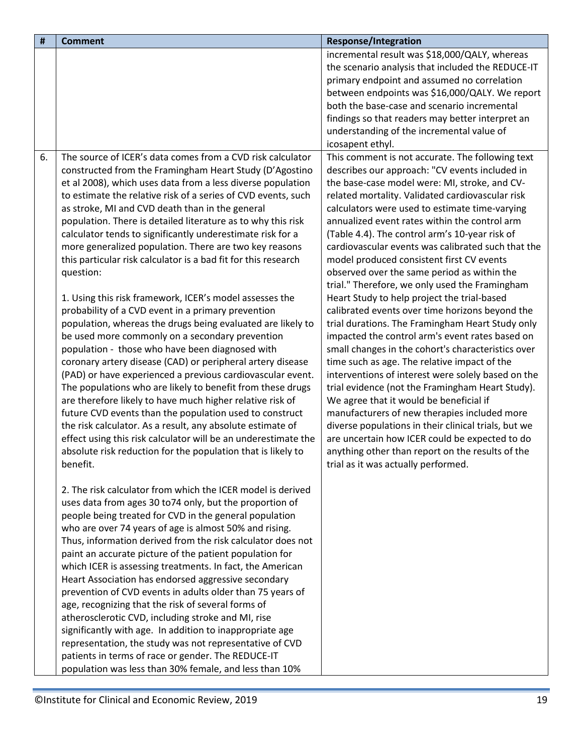| # | Comment | Response/Integration |
|---|---|---|
| | | incremental result was $18,000/QALY, whereas the scenario analysis that included the REDUCE-IT primary endpoint and assumed no correlation between endpoints was $16,000/QALY. We report both the base-case and scenario incremental findings so that readers may better interpret an understanding of the incremental value of icosapent ethyl. |
| 6. | The source of ICER's data comes from a CVD risk calculator constructed from the Framingham Heart Study (D'Agostino et al 2008), which uses data from a less diverse population to estimate the relative risk of a series of CVD events, such as stroke, MI and CVD death than in the general population. There is detailed literature as to why this risk calculator tends to significantly underestimate risk for a more generalized population. There are two key reasons this particular risk calculator is a bad fit for this research question:<br><br>1. Using this risk framework, ICER's model assesses the probability of a CVD event in a primary prevention population, whereas the drugs being evaluated are likely to be used more commonly on a secondary prevention population - those who have been diagnosed with coronary artery disease (CAD) or peripheral artery disease (PAD) or have experienced a previous cardiovascular event. The populations who are likely to benefit from these drugs are therefore likely to have much higher relative risk of future CVD events than the population used to construct the risk calculator. As a result, any absolute estimate of effect using this risk calculator will be an underestimate the absolute risk reduction for the population that is likely to benefit.<br><br>2. The risk calculator from which the ICER model is derived uses data from ages 30 to74 only, but the proportion of people being treated for CVD in the general population who are over 74 years of age is almost 50% and rising. Thus, information derived from the risk calculator does not paint an accurate picture of the patient population for which ICER is assessing treatments. In fact, the American Heart Association has endorsed aggressive secondary prevention of CVD events in adults older than 75 years of age, recognizing that the risk of several forms of atherosclerotic CVD, including stroke and MI, rise significantly with age. In addition to inappropriate age representation, the study was not representative of CVD patients in terms of race or gender. The REDUCE-IT population was less than 30% female, and less than 10% | This comment is not accurate. The following text describes our approach: "CV events included in the base-case model were: MI, stroke, and CV-related mortality. Validated cardiovascular risk calculators were used to estimate time-varying annualized event rates within the control arm (Table 4.4). The control arm's 10-year risk of cardiovascular events was calibrated such that the model produced consistent first CV events observed over the same period as within the trial." Therefore, we only used the Framingham Heart Study to help project the trial-based calibrated events over time horizons beyond the trial durations. The Framingham Heart Study only impacted the control arm's event rates based on small changes in the cohort's characteristics over time such as age. The relative impact of the interventions of interest were solely based on the trial evidence (not the Framingham Heart Study). We agree that it would be beneficial if manufacturers of new therapies included more diverse populations in their clinical trials, but we are uncertain how ICER could be expected to do anything other than report on the results of the trial as it was actually performed. |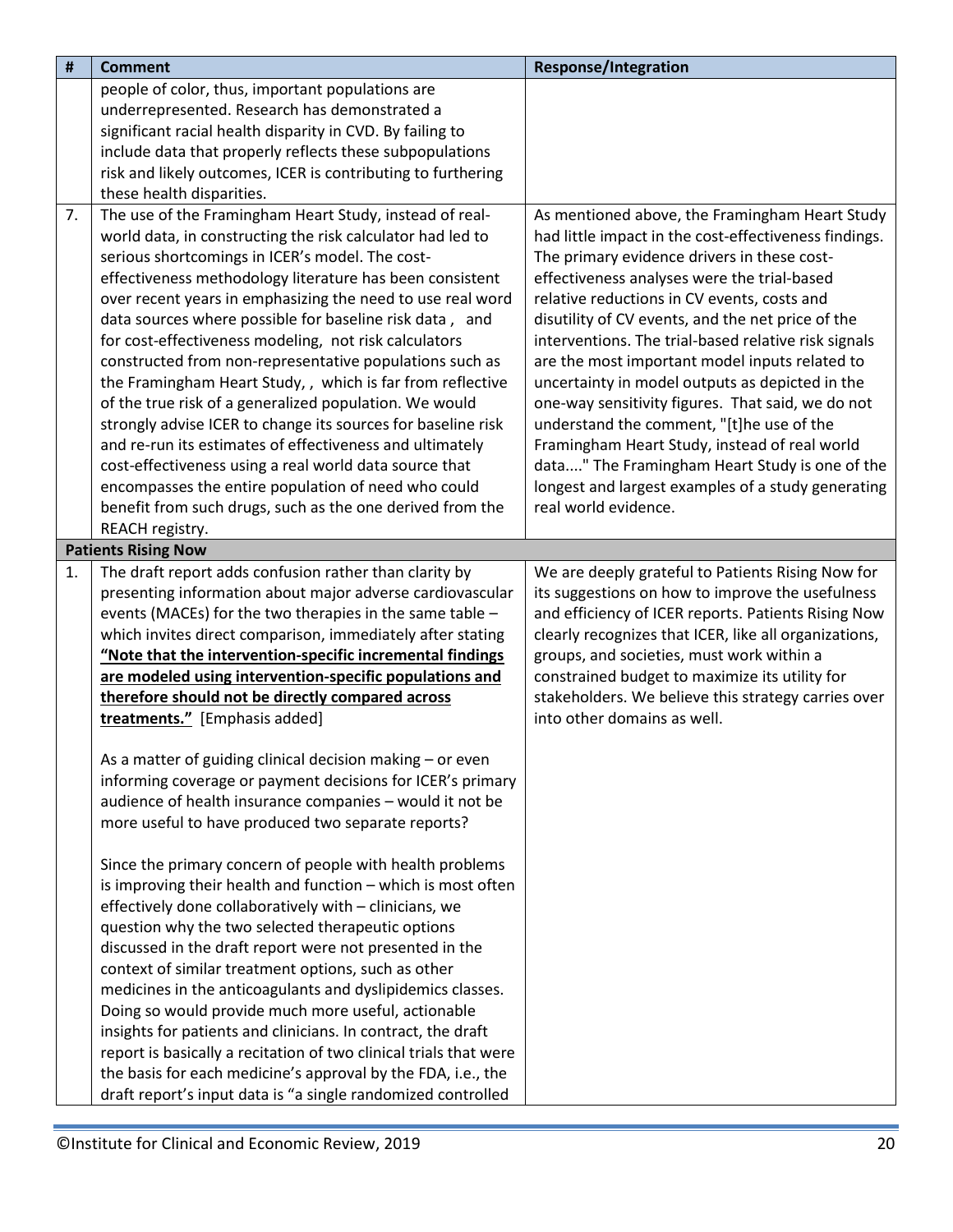| # | Comment | Response/Integration |
|---|---|---|
| | people of color, thus, important populations are underrepresented. Research has demonstrated a significant racial health disparity in CVD. By failing to include data that properly reflects these subpopulations risk and likely outcomes, ICER is contributing to furthering these health disparities. | |
| 7. | The use of the Framingham Heart Study, instead of real-world data, in constructing the risk calculator had led to serious shortcomings in ICER's model. The cost-effectiveness methodology literature has been consistent over recent years in emphasizing the need to use real word data sources where possible for baseline risk data , and for cost-effectiveness modeling, not risk calculators constructed from non-representative populations such as the Framingham Heart Study, , which is far from reflective of the true risk of a generalized population. We would strongly advise ICER to change its sources for baseline risk and re-run its estimates of effectiveness and ultimately cost-effectiveness using a real world data source that encompasses the entire population of need who could benefit from such drugs, such as the one derived from the REACH registry. | As mentioned above, the Framingham Heart Study had little impact in the cost-effectiveness findings. The primary evidence drivers in these cost-effectiveness analyses were the trial-based relative reductions in CV events, costs and disutility of CV events, and the net price of the interventions. The trial-based relative risk signals are the most important model inputs related to uncertainty in model outputs as depicted in the one-way sensitivity figures. That said, we do not understand the comment, "[t]he use of the Framingham Heart Study, instead of real world data...." The Framingham Heart Study is one of the longest and largest examples of a study generating real world evidence. |
| **Patients Rising Now** | | |
| 1. | The draft report adds confusion rather than clarity by presenting information about major adverse cardiovascular events (MACEs) for the two therapies in the same table – which invites direct comparison, immediately after stating **"Note that the intervention-specific incremental findings are modeled using intervention-specific populations and therefore should not be directly compared across treatments."** [Emphasis added]<br><br>As a matter of guiding clinical decision making – or even informing coverage or payment decisions for ICER's primary audience of health insurance companies – would it not be more useful to have produced two separate reports?<br><br>Since the primary concern of people with health problems is improving their health and function – which is most often effectively done collaboratively with – clinicians, we question why the two selected therapeutic options discussed in the draft report were not presented in the context of similar treatment options, such as other medicines in the anticoagulants and dyslipidemics classes. Doing so would provide much more useful, actionable insights for patients and clinicians. In contract, the draft report is basically a recitation of two clinical trials that were the basis for each medicine's approval by the FDA, i.e., the draft report's input data is "a single randomized controlled | We are deeply grateful to Patients Rising Now for its suggestions on how to improve the usefulness and efficiency of ICER reports. Patients Rising Now clearly recognizes that ICER, like all organizations, groups, and societies, must work within a constrained budget to maximize its utility for stakeholders. We believe this strategy carries over into other domains as well. |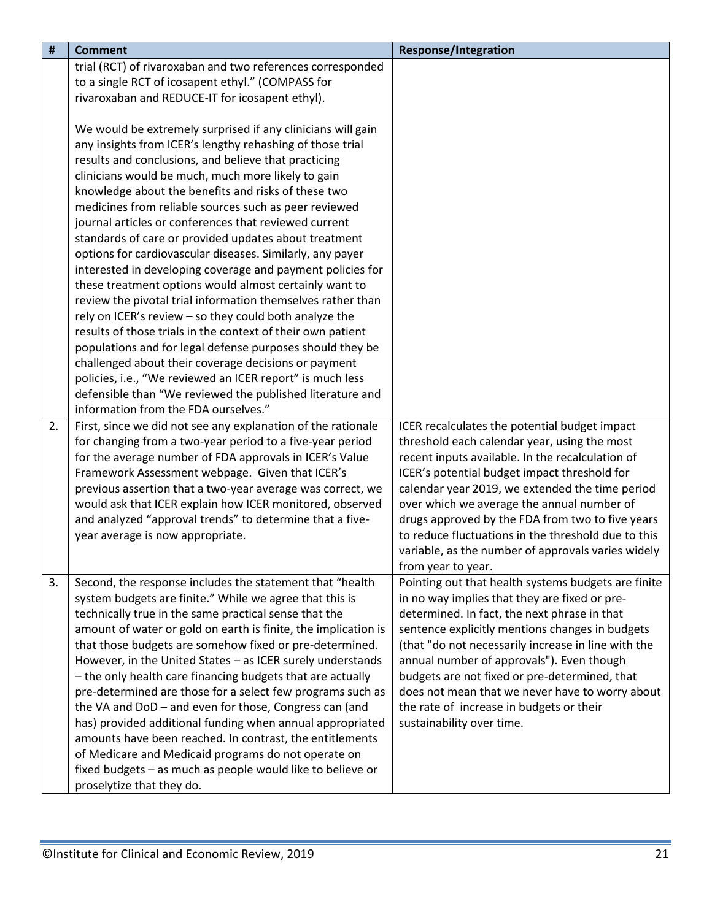| # | Comment | Response/Integration |
|---|---|---|
| | trial (RCT) of rivaroxaban and two references corresponded to a single RCT of icosapent ethyl." (COMPASS for rivaroxaban and REDUCE-IT for icosapent ethyl).<br><br>We would be extremely surprised if any clinicians will gain any insights from ICER's lengthy rehashing of those trial results and conclusions, and believe that practicing clinicians would be much, much more likely to gain knowledge about the benefits and risks of these two medicines from reliable sources such as peer reviewed journal articles or conferences that reviewed current standards of care or provided updates about treatment options for cardiovascular diseases. Similarly, any payer interested in developing coverage and payment policies for these treatment options would almost certainly want to review the pivotal trial information themselves rather than rely on ICER's review – so they could both analyze the results of those trials in the context of their own patient populations and for legal defense purposes should they be challenged about their coverage decisions or payment policies, i.e., "We reviewed an ICER report" is much less defensible than "We reviewed the published literature and information from the FDA ourselves." | |
| 2. | First, since we did not see any explanation of the rationale for changing from a two-year period to a five-year period for the average number of FDA approvals in ICER's Value Framework Assessment webpage. Given that ICER's previous assertion that a two-year average was correct, we would ask that ICER explain how ICER monitored, observed and analyzed "approval trends" to determine that a five-year average is now appropriate. | ICER recalculates the potential budget impact threshold each calendar year, using the most recent inputs available. In the recalculation of ICER's potential budget impact threshold for calendar year 2019, we extended the time period over which we average the annual number of drugs approved by the FDA from two to five years to reduce fluctuations in the threshold due to this variable, as the number of approvals varies widely from year to year. |
| 3. | Second, the response includes the statement that "health system budgets are finite." While we agree that this is technically true in the same practical sense that the amount of water or gold on earth is finite, the implication is that those budgets are somehow fixed or pre-determined. However, in the United States – as ICER surely understands – the only health care financing budgets that are actually pre-determined are those for a select few programs such as the VA and DoD – and even for those, Congress can (and has) provided additional funding when annual appropriated amounts have been reached. In contrast, the entitlements of Medicare and Medicaid programs do not operate on fixed budgets – as much as people would like to believe or proselytize that they do. | Pointing out that health systems budgets are finite in no way implies that they are fixed or pre-determined. In fact, the next phrase in that sentence explicitly mentions changes in budgets (that "do not necessarily increase in line with the annual number of approvals"). Even though budgets are not fixed or pre-determined, that does not mean that we never have to worry about the rate of increase in budgets or their sustainability over time. |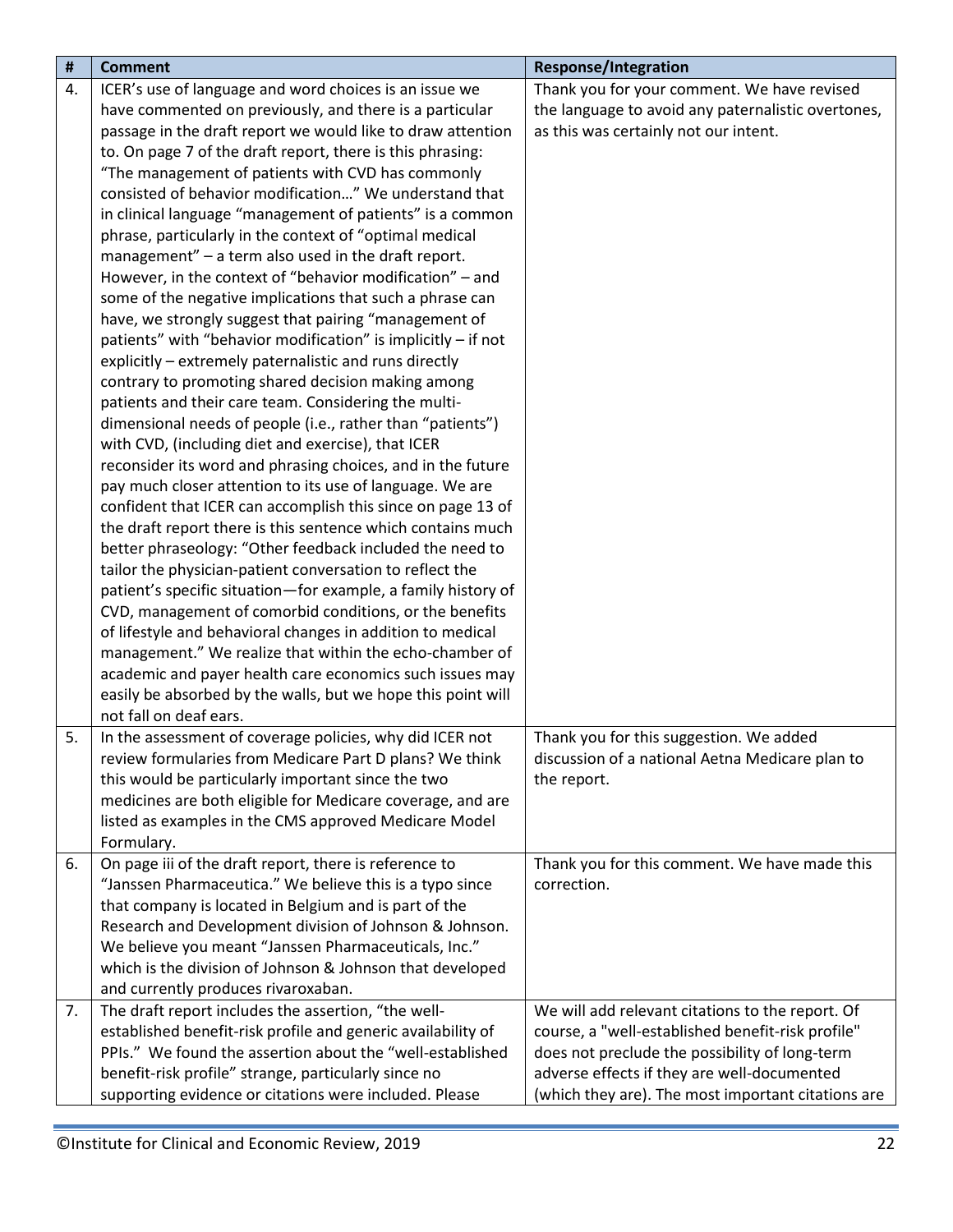| # | Comment | Response/Integration |
|---|---|---|
| 4. | ICER's use of language and word choices is an issue we have commented on previously, and there is a particular passage in the draft report we would like to draw attention to. On page 7 of the draft report, there is this phrasing: "The management of patients with CVD has commonly consisted of behavior modification…" We understand that in clinical language "management of patients" is a common phrase, particularly in the context of "optimal medical management" – a term also used in the draft report. However, in the context of "behavior modification" – and some of the negative implications that such a phrase can have, we strongly suggest that pairing "management of patients" with "behavior modification" is implicitly – if not explicitly – extremely paternalistic and runs directly contrary to promoting shared decision making among patients and their care team. Considering the multi-dimensional needs of people (i.e., rather than "patients") with CVD, (including diet and exercise), that ICER reconsider its word and phrasing choices, and in the future pay much closer attention to its use of language. We are confident that ICER can accomplish this since on page 13 of the draft report there is this sentence which contains much better phraseology: "Other feedback included the need to tailor the physician-patient conversation to reflect the patient's specific situation—for example, a family history of CVD, management of comorbid conditions, or the benefits of lifestyle and behavioral changes in addition to medical management." We realize that within the echo-chamber of academic and payer health care economics such issues may easily be absorbed by the walls, but we hope this point will not fall on deaf ears. | Thank you for your comment. We have revised the language to avoid any paternalistic overtones, as this was certainly not our intent. |
| 5. | In the assessment of coverage policies, why did ICER not review formularies from Medicare Part D plans? We think this would be particularly important since the two medicines are both eligible for Medicare coverage, and are listed as examples in the CMS approved Medicare Model Formulary. | Thank you for this suggestion. We added discussion of a national Aetna Medicare plan to the report. |
| 6. | On page iii of the draft report, there is reference to "Janssen Pharmaceutica." We believe this is a typo since that company is located in Belgium and is part of the Research and Development division of Johnson & Johnson. We believe you meant "Janssen Pharmaceuticals, Inc." which is the division of Johnson & Johnson that developed and currently produces rivaroxaban. | Thank you for this comment. We have made this correction. |
| 7. | The draft report includes the assertion, "the well-established benefit-risk profile and generic availability of PPIs." We found the assertion about the "well-established benefit-risk profile" strange, particularly since no supporting evidence or citations were included. Please | We will add relevant citations to the report. Of course, a "well-established benefit-risk profile" does not preclude the possibility of long-term adverse effects if they are well-documented (which they are). The most important citations are |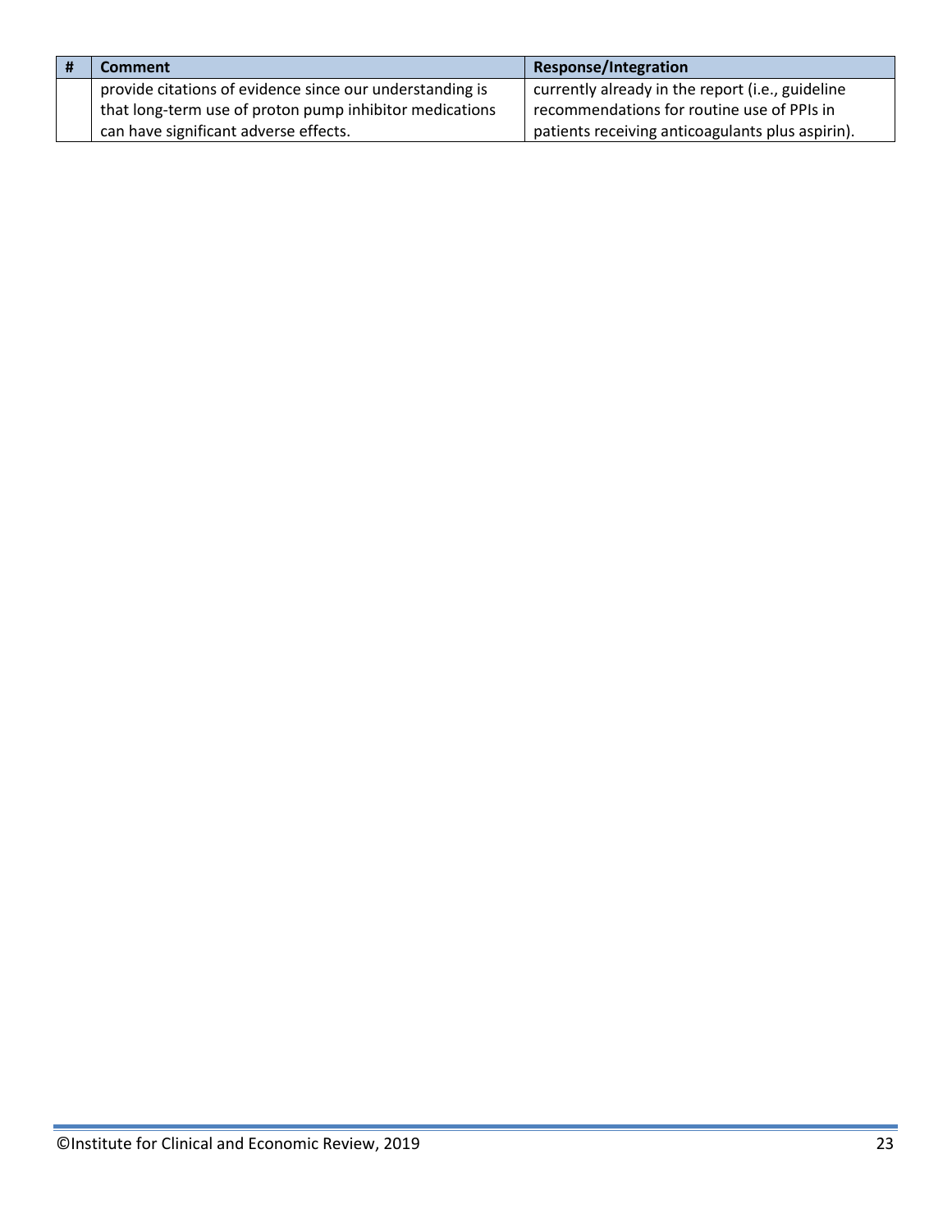| # | Comment | Response/Integration |
|---|---|---|
| | provide citations of evidence since our understanding is that long-term use of proton pump inhibitor medications can have significant adverse effects. | currently already in the report (i.e., guideline recommendations for routine use of PPIs in patients receiving anticoagulants plus aspirin). |